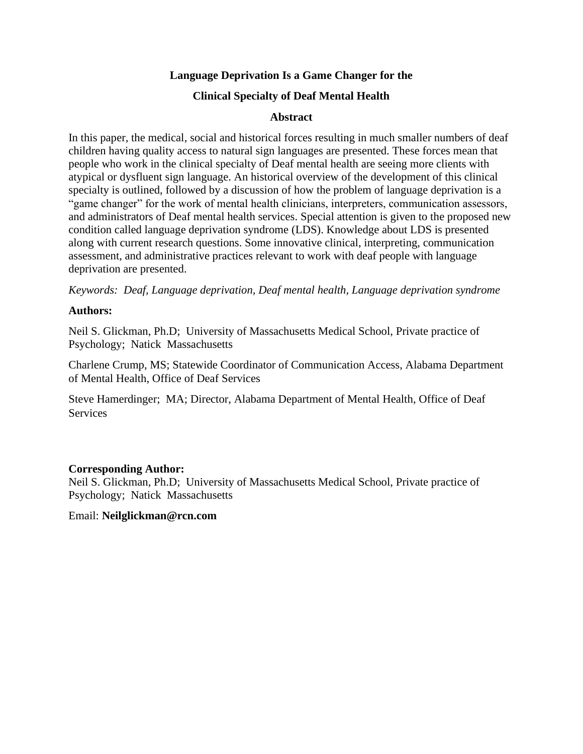# Language Deprivation Is a Game Changer for the Clinical Specialty of Deaf Mental Health

## Abstract

In this paper, the medical, social and historical forces resulting in much smaller numbers of deaf children having quality access to natural sign languages are presented. These forces mean that people who work in the clinical specialty of Deaf mental health are seeing more clients with atypical or dysfluent sign language. An historical overview of the development of this clinical specialty is outlined, followed by a discussion of how the problem of language deprivation is a "game changer" for the work of mental health clinicians, interpreters, communication assessors, and administrators of Deaf mental health services. Special attention is given to the proposed new condition called language deprivation syndrome (LDS). Knowledge about LDS is presented along with current research questions. Some innovative clinical, interpreting, communication assessment, and administrative practices relevant to work with deaf people with language deprivation are presented.

*Keywords: Deaf, Language deprivation, Deaf mental health, Language deprivation syndrome*

**Authors:**

Neil S. Glickman, Ph.D; University of Massachusetts Medical School, Private practice of Psychology; Natick Massachusetts

Charlene Crump, MS; Statewide Coordinator of Communication Access, Alabama Department of Mental Health, Office of Deaf Services

Steve Hamerdinger; MA; Director, Alabama Department of Mental Health, Office of Deaf Services

**Corresponding Author:**
Neil S. Glickman, Ph.D; University of Massachusetts Medical School, Private practice of Psychology; Natick Massachusetts

Email: **Neilglickman@rcn.com**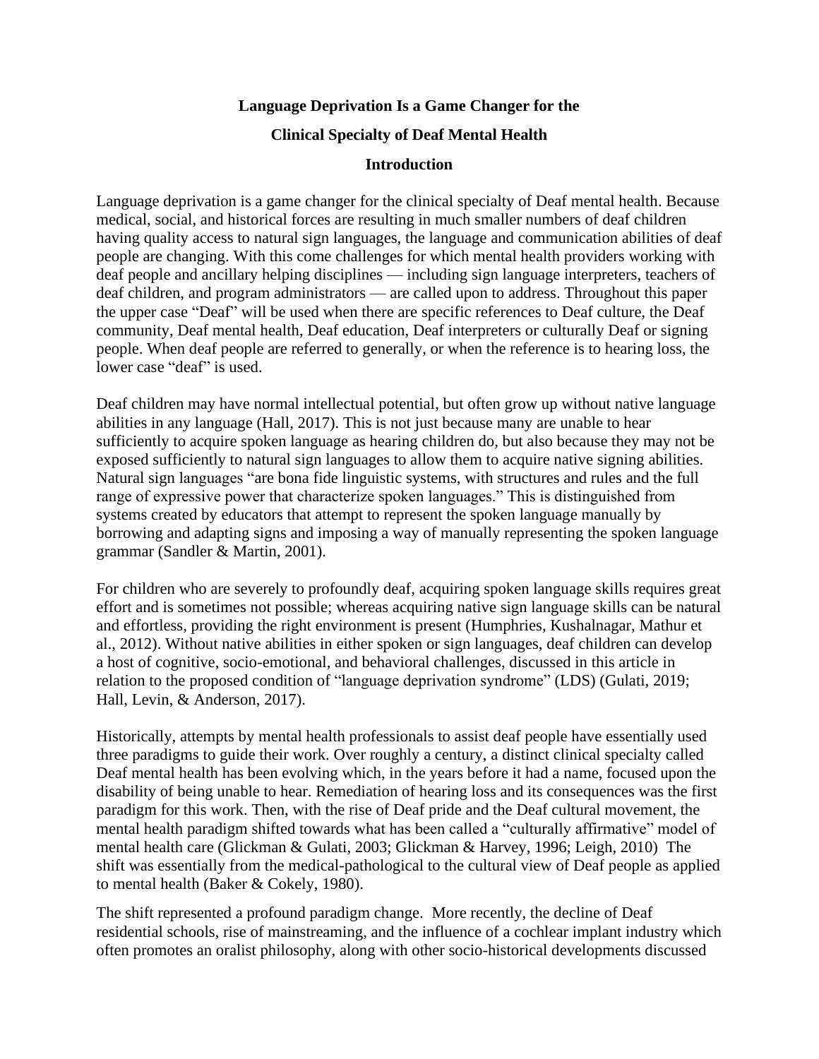# Language Deprivation Is a Game Changer for the Clinical Specialty of Deaf Mental Health

## Introduction

Language deprivation is a game changer for the clinical specialty of Deaf mental health. Because medical, social, and historical forces are resulting in much smaller numbers of deaf children having quality access to natural sign languages, the language and communication abilities of deaf people are changing. With this come challenges for which mental health providers working with deaf people and ancillary helping disciplines — including sign language interpreters, teachers of deaf children, and program administrators — are called upon to address. Throughout this paper the upper case "Deaf" will be used when there are specific references to Deaf culture, the Deaf community, Deaf mental health, Deaf education, Deaf interpreters or culturally Deaf or signing people. When deaf people are referred to generally, or when the reference is to hearing loss, the lower case "deaf" is used.

Deaf children may have normal intellectual potential, but often grow up without native language abilities in any language (Hall, 2017). This is not just because many are unable to hear sufficiently to acquire spoken language as hearing children do, but also because they may not be exposed sufficiently to natural sign languages to allow them to acquire native signing abilities. Natural sign languages "are bona fide linguistic systems, with structures and rules and the full range of expressive power that characterize spoken languages." This is distinguished from systems created by educators that attempt to represent the spoken language manually by borrowing and adapting signs and imposing a way of manually representing the spoken language grammar (Sandler & Martin, 2001).

For children who are severely to profoundly deaf, acquiring spoken language skills requires great effort and is sometimes not possible; whereas acquiring native sign language skills can be natural and effortless, providing the right environment is present (Humphries, Kushalnagar, Mathur et al., 2012). Without native abilities in either spoken or sign languages, deaf children can develop a host of cognitive, socio-emotional, and behavioral challenges, discussed in this article in relation to the proposed condition of "language deprivation syndrome" (LDS) (Gulati, 2019; Hall, Levin, & Anderson, 2017).

Historically, attempts by mental health professionals to assist deaf people have essentially used three paradigms to guide their work. Over roughly a century, a distinct clinical specialty called Deaf mental health has been evolving which, in the years before it had a name, focused upon the disability of being unable to hear. Remediation of hearing loss and its consequences was the first paradigm for this work. Then, with the rise of Deaf pride and the Deaf cultural movement, the mental health paradigm shifted towards what has been called a "culturally affirmative" model of mental health care (Glickman & Gulati, 2003; Glickman & Harvey, 1996; Leigh, 2010) The shift was essentially from the medical-pathological to the cultural view of Deaf people as applied to mental health (Baker & Cokely, 1980).

The shift represented a profound paradigm change. More recently, the decline of Deaf residential schools, rise of mainstreaming, and the influence of a cochlear implant industry which often promotes an oralist philosophy, along with other socio-historical developments discussed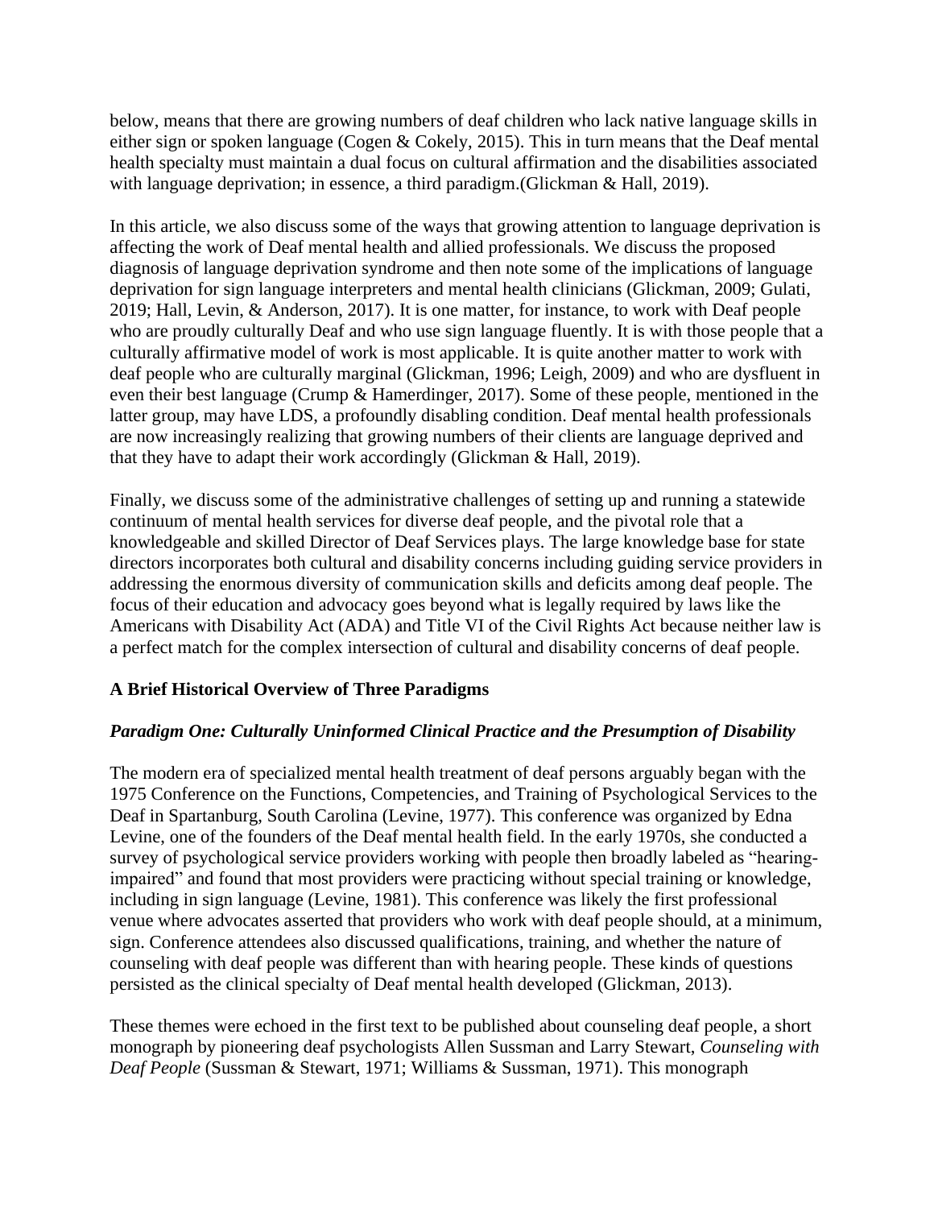below, means that there are growing numbers of deaf children who lack native language skills in either sign or spoken language (Cogen & Cokely, 2015). This in turn means that the Deaf mental health specialty must maintain a dual focus on cultural affirmation and the disabilities associated with language deprivation; in essence, a third paradigm.(Glickman & Hall, 2019).

In this article, we also discuss some of the ways that growing attention to language deprivation is affecting the work of Deaf mental health and allied professionals. We discuss the proposed diagnosis of language deprivation syndrome and then note some of the implications of language deprivation for sign language interpreters and mental health clinicians (Glickman, 2009; Gulati, 2019; Hall, Levin, & Anderson, 2017). It is one matter, for instance, to work with Deaf people who are proudly culturally Deaf and who use sign language fluently. It is with those people that a culturally affirmative model of work is most applicable. It is quite another matter to work with deaf people who are culturally marginal (Glickman, 1996; Leigh, 2009) and who are dysfluent in even their best language (Crump & Hamerdinger, 2017). Some of these people, mentioned in the latter group, may have LDS, a profoundly disabling condition. Deaf mental health professionals are now increasingly realizing that growing numbers of their clients are language deprived and that they have to adapt their work accordingly (Glickman & Hall, 2019).

Finally, we discuss some of the administrative challenges of setting up and running a statewide continuum of mental health services for diverse deaf people, and the pivotal role that a knowledgeable and skilled Director of Deaf Services plays. The large knowledge base for state directors incorporates both cultural and disability concerns including guiding service providers in addressing the enormous diversity of communication skills and deficits among deaf people. The focus of their education and advocacy goes beyond what is legally required by laws like the Americans with Disability Act (ADA) and Title VI of the Civil Rights Act because neither law is a perfect match for the complex intersection of cultural and disability concerns of deaf people.

## A Brief Historical Overview of Three Paradigms

### *Paradigm One: Culturally Uninformed Clinical Practice and the Presumption of Disability*

The modern era of specialized mental health treatment of deaf persons arguably began with the 1975 Conference on the Functions, Competencies, and Training of Psychological Services to the Deaf in Spartanburg, South Carolina (Levine, 1977). This conference was organized by Edna Levine, one of the founders of the Deaf mental health field. In the early 1970s, she conducted a survey of psychological service providers working with people then broadly labeled as "hearing-impaired" and found that most providers were practicing without special training or knowledge, including in sign language (Levine, 1981). This conference was likely the first professional venue where advocates asserted that providers who work with deaf people should, at a minimum, sign. Conference attendees also discussed qualifications, training, and whether the nature of counseling with deaf people was different than with hearing people. These kinds of questions persisted as the clinical specialty of Deaf mental health developed (Glickman, 2013).

These themes were echoed in the first text to be published about counseling deaf people, a short monograph by pioneering deaf psychologists Allen Sussman and Larry Stewart, *Counseling with Deaf People* (Sussman & Stewart, 1971; Williams & Sussman, 1971). This monograph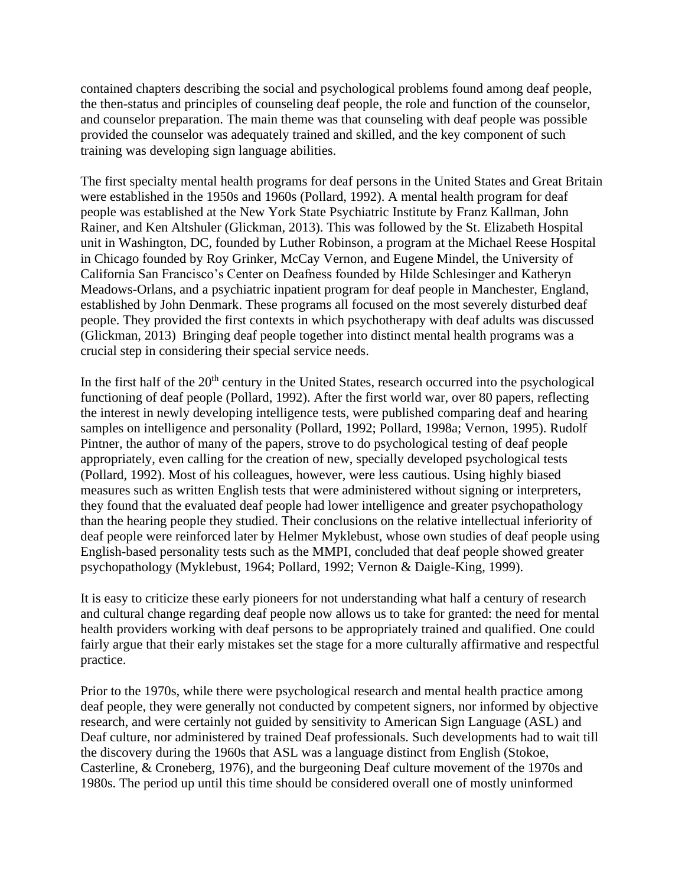contained chapters describing the social and psychological problems found among deaf people, the then-status and principles of counseling deaf people, the role and function of the counselor, and counselor preparation. The main theme was that counseling with deaf people was possible provided the counselor was adequately trained and skilled, and the key component of such training was developing sign language abilities.

The first specialty mental health programs for deaf persons in the United States and Great Britain were established in the 1950s and 1960s (Pollard, 1992). A mental health program for deaf people was established at the New York State Psychiatric Institute by Franz Kallman, John Rainer, and Ken Altshuler (Glickman, 2013). This was followed by the St. Elizabeth Hospital unit in Washington, DC, founded by Luther Robinson, a program at the Michael Reese Hospital in Chicago founded by Roy Grinker, McCay Vernon, and Eugene Mindel, the University of California San Francisco's Center on Deafness founded by Hilde Schlesinger and Katheryn Meadows-Orlans, and a psychiatric inpatient program for deaf people in Manchester, England, established by John Denmark. These programs all focused on the most severely disturbed deaf people. They provided the first contexts in which psychotherapy with deaf adults was discussed (Glickman, 2013)  Bringing deaf people together into distinct mental health programs was a crucial step in considering their special service needs.

In the first half of the 20th century in the United States, research occurred into the psychological functioning of deaf people (Pollard, 1992). After the first world war, over 80 papers, reflecting the interest in newly developing intelligence tests, were published comparing deaf and hearing samples on intelligence and personality (Pollard, 1992; Pollard, 1998a; Vernon, 1995). Rudolf Pintner, the author of many of the papers, strove to do psychological testing of deaf people appropriately, even calling for the creation of new, specially developed psychological tests (Pollard, 1992). Most of his colleagues, however, were less cautious. Using highly biased measures such as written English tests that were administered without signing or interpreters, they found that the evaluated deaf people had lower intelligence and greater psychopathology than the hearing people they studied. Their conclusions on the relative intellectual inferiority of deaf people were reinforced later by Helmer Myklebust, whose own studies of deaf people using English-based personality tests such as the MMPI, concluded that deaf people showed greater psychopathology (Myklebust, 1964; Pollard, 1992; Vernon & Daigle-King, 1999).

It is easy to criticize these early pioneers for not understanding what half a century of research and cultural change regarding deaf people now allows us to take for granted: the need for mental health providers working with deaf persons to be appropriately trained and qualified. One could fairly argue that their early mistakes set the stage for a more culturally affirmative and respectful practice.

Prior to the 1970s, while there were psychological research and mental health practice among deaf people, they were generally not conducted by competent signers, nor informed by objective research, and were certainly not guided by sensitivity to American Sign Language (ASL) and Deaf culture, nor administered by trained Deaf professionals. Such developments had to wait till the discovery during the 1960s that ASL was a language distinct from English (Stokoe, Casterline, & Croneberg, 1976), and the burgeoning Deaf culture movement of the 1970s and 1980s. The period up until this time should be considered overall one of mostly uninformed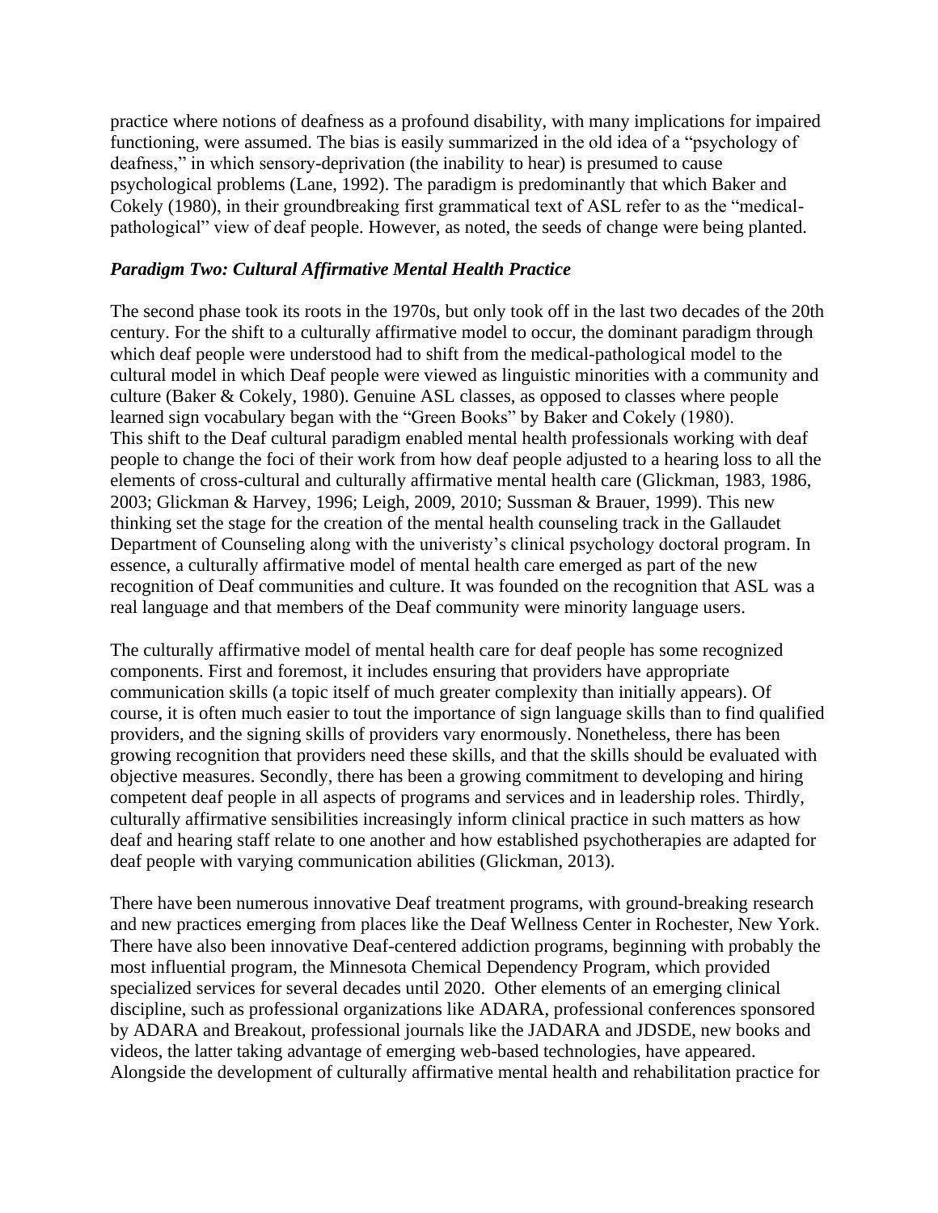practice where notions of deafness as a profound disability, with many implications for impaired functioning, were assumed. The bias is easily summarized in the old idea of a "psychology of deafness," in which sensory-deprivation (the inability to hear) is presumed to cause psychological problems (Lane, 1992). The paradigm is predominantly that which Baker and Cokely (1980), in their groundbreaking first grammatical text of ASL refer to as the "medical-pathological" view of deaf people. However, as noted, the seeds of change were being planted.

### *Paradigm Two: Cultural Affirmative Mental Health Practice*

The second phase took its roots in the 1970s, but only took off in the last two decades of the 20th century. For the shift to a culturally affirmative model to occur, the dominant paradigm through which deaf people were understood had to shift from the medical-pathological model to the cultural model in which Deaf people were viewed as linguistic minorities with a community and culture (Baker & Cokely, 1980). Genuine ASL classes, as opposed to classes where people learned sign vocabulary began with the "Green Books" by Baker and Cokely (1980). This shift to the Deaf cultural paradigm enabled mental health professionals working with deaf people to change the foci of their work from how deaf people adjusted to a hearing loss to all the elements of cross-cultural and culturally affirmative mental health care (Glickman, 1983, 1986, 2003; Glickman & Harvey, 1996; Leigh, 2009, 2010; Sussman & Brauer, 1999). This new thinking set the stage for the creation of the mental health counseling track in the Gallaudet Department of Counseling along with the univeristy's clinical psychology doctoral program. In essence, a culturally affirmative model of mental health care emerged as part of the new recognition of Deaf communities and culture. It was founded on the recognition that ASL was a real language and that members of the Deaf community were minority language users.

The culturally affirmative model of mental health care for deaf people has some recognized components. First and foremost, it includes ensuring that providers have appropriate communication skills (a topic itself of much greater complexity than initially appears). Of course, it is often much easier to tout the importance of sign language skills than to find qualified providers, and the signing skills of providers vary enormously. Nonetheless, there has been growing recognition that providers need these skills, and that the skills should be evaluated with objective measures. Secondly, there has been a growing commitment to developing and hiring competent deaf people in all aspects of programs and services and in leadership roles. Thirdly, culturally affirmative sensibilities increasingly inform clinical practice in such matters as how deaf and hearing staff relate to one another and how established psychotherapies are adapted for deaf people with varying communication abilities (Glickman, 2013).

There have been numerous innovative Deaf treatment programs, with ground-breaking research and new practices emerging from places like the Deaf Wellness Center in Rochester, New York. There have also been innovative Deaf-centered addiction programs, beginning with probably the most influential program, the Minnesota Chemical Dependency Program, which provided specialized services for several decades until 2020. Other elements of an emerging clinical discipline, such as professional organizations like ADARA, professional conferences sponsored by ADARA and Breakout, professional journals like the JADARA and JDSDE, new books and videos, the latter taking advantage of emerging web-based technologies, have appeared. Alongside the development of culturally affirmative mental health and rehabilitation practice for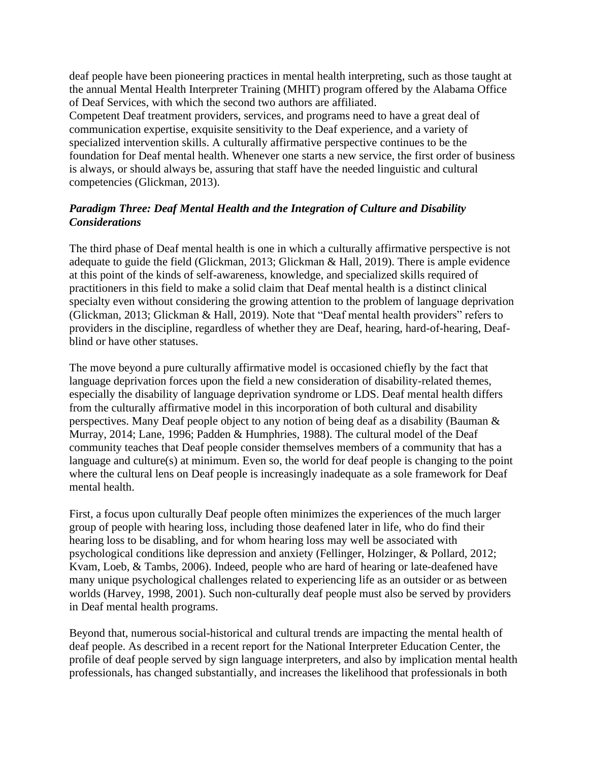deaf people have been pioneering practices in mental health interpreting, such as those taught at the annual Mental Health Interpreter Training (MHIT) program offered by the Alabama Office of Deaf Services, with which the second two authors are affiliated.

Competent Deaf treatment providers, services, and programs need to have a great deal of communication expertise, exquisite sensitivity to the Deaf experience, and a variety of specialized intervention skills. A culturally affirmative perspective continues to be the foundation for Deaf mental health. Whenever one starts a new service, the first order of business is always, or should always be, assuring that staff have the needed linguistic and cultural competencies (Glickman, 2013).

### *Paradigm Three: Deaf Mental Health and the Integration of Culture and Disability Considerations*

The third phase of Deaf mental health is one in which a culturally affirmative perspective is not adequate to guide the field (Glickman, 2013; Glickman & Hall, 2019). There is ample evidence at this point of the kinds of self-awareness, knowledge, and specialized skills required of practitioners in this field to make a solid claim that Deaf mental health is a distinct clinical specialty even without considering the growing attention to the problem of language deprivation (Glickman, 2013; Glickman & Hall, 2019). Note that "Deaf mental health providers" refers to providers in the discipline, regardless of whether they are Deaf, hearing, hard-of-hearing, Deaf-blind or have other statuses.

The move beyond a pure culturally affirmative model is occasioned chiefly by the fact that language deprivation forces upon the field a new consideration of disability-related themes, especially the disability of language deprivation syndrome or LDS. Deaf mental health differs from the culturally affirmative model in this incorporation of both cultural and disability perspectives. Many Deaf people object to any notion of being deaf as a disability (Bauman & Murray, 2014; Lane, 1996; Padden & Humphries, 1988). The cultural model of the Deaf community teaches that Deaf people consider themselves members of a community that has a language and culture(s) at minimum. Even so, the world for deaf people is changing to the point where the cultural lens on Deaf people is increasingly inadequate as a sole framework for Deaf mental health.

First, a focus upon culturally Deaf people often minimizes the experiences of the much larger group of people with hearing loss, including those deafened later in life, who do find their hearing loss to be disabling, and for whom hearing loss may well be associated with psychological conditions like depression and anxiety (Fellinger, Holzinger, & Pollard, 2012; Kvam, Loeb, & Tambs, 2006). Indeed, people who are hard of hearing or late-deafened have many unique psychological challenges related to experiencing life as an outsider or as between worlds (Harvey, 1998, 2001). Such non-culturally deaf people must also be served by providers in Deaf mental health programs.

Beyond that, numerous social-historical and cultural trends are impacting the mental health of deaf people. As described in a recent report for the National Interpreter Education Center, the profile of deaf people served by sign language interpreters, and also by implication mental health professionals, has changed substantially, and increases the likelihood that professionals in both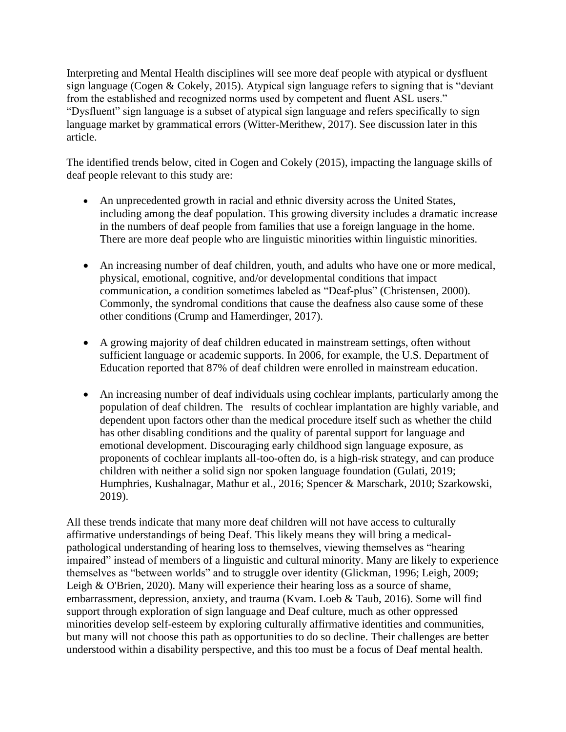Interpreting and Mental Health disciplines will see more deaf people with atypical or dysfluent sign language (Cogen & Cokely, 2015). Atypical sign language refers to signing that is "deviant from the established and recognized norms used by competent and fluent ASL users." "Dysfluent" sign language is a subset of atypical sign language and refers specifically to sign language market by grammatical errors (Witter-Merithew, 2017). See discussion later in this article.

The identified trends below, cited in Cogen and Cokely (2015), impacting the language skills of deaf people relevant to this study are:

- An unprecedented growth in racial and ethnic diversity across the United States, including among the deaf population. This growing diversity includes a dramatic increase in the numbers of deaf people from families that use a foreign language in the home. There are more deaf people who are linguistic minorities within linguistic minorities.

- An increasing number of deaf children, youth, and adults who have one or more medical, physical, emotional, cognitive, and/or developmental conditions that impact communication, a condition sometimes labeled as "Deaf-plus" (Christensen, 2000). Commonly, the syndromal conditions that cause the deafness also cause some of these other conditions (Crump and Hamerdinger, 2017).

- A growing majority of deaf children educated in mainstream settings, often without sufficient language or academic supports. In 2006, for example, the U.S. Department of Education reported that 87% of deaf children were enrolled in mainstream education.

- An increasing number of deaf individuals using cochlear implants, particularly among the population of deaf children. The results of cochlear implantation are highly variable, and dependent upon factors other than the medical procedure itself such as whether the child has other disabling conditions and the quality of parental support for language and emotional development. Discouraging early childhood sign language exposure, as proponents of cochlear implants all-too-often do, is a high-risk strategy, and can produce children with neither a solid sign nor spoken language foundation (Gulati, 2019; Humphries, Kushalnagar, Mathur et al., 2016; Spencer & Marschark, 2010; Szarkowski, 2019).

All these trends indicate that many more deaf children will not have access to culturally affirmative understandings of being Deaf. This likely means they will bring a medical-pathological understanding of hearing loss to themselves, viewing themselves as "hearing impaired" instead of members of a linguistic and cultural minority. Many are likely to experience themselves as "between worlds" and to struggle over identity (Glickman, 1996; Leigh, 2009; Leigh & O'Brien, 2020). Many will experience their hearing loss as a source of shame, embarrassment, depression, anxiety, and trauma (Kvam. Loeb & Taub, 2016). Some will find support through exploration of sign language and Deaf culture, much as other oppressed minorities develop self-esteem by exploring culturally affirmative identities and communities, but many will not choose this path as opportunities to do so decline. Their challenges are better understood within a disability perspective, and this too must be a focus of Deaf mental health.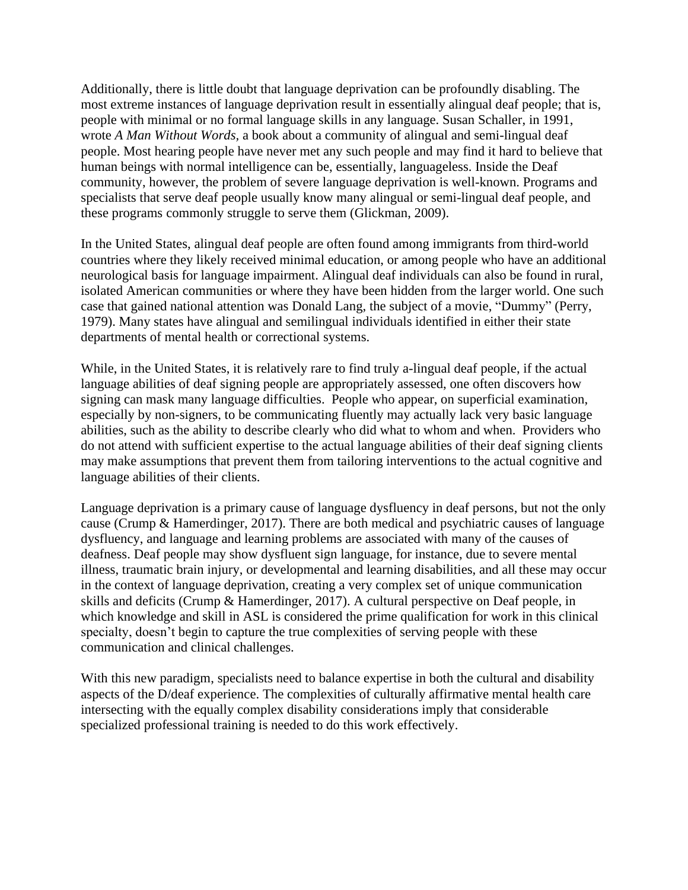Additionally, there is little doubt that language deprivation can be profoundly disabling. The most extreme instances of language deprivation result in essentially alingual deaf people; that is, people with minimal or no formal language skills in any language. Susan Schaller, in 1991, wrote *A Man Without Words*, a book about a community of alingual and semi-lingual deaf people. Most hearing people have never met any such people and may find it hard to believe that human beings with normal intelligence can be, essentially, languageless. Inside the Deaf community, however, the problem of severe language deprivation is well-known. Programs and specialists that serve deaf people usually know many alingual or semi-lingual deaf people, and these programs commonly struggle to serve them (Glickman, 2009).

In the United States, alingual deaf people are often found among immigrants from third-world countries where they likely received minimal education, or among people who have an additional neurological basis for language impairment. Alingual deaf individuals can also be found in rural, isolated American communities or where they have been hidden from the larger world. One such case that gained national attention was Donald Lang, the subject of a movie, "Dummy" (Perry, 1979). Many states have alingual and semilingual individuals identified in either their state departments of mental health or correctional systems.

While, in the United States, it is relatively rare to find truly a-lingual deaf people, if the actual language abilities of deaf signing people are appropriately assessed, one often discovers how signing can mask many language difficulties. People who appear, on superficial examination, especially by non-signers, to be communicating fluently may actually lack very basic language abilities, such as the ability to describe clearly who did what to whom and when. Providers who do not attend with sufficient expertise to the actual language abilities of their deaf signing clients may make assumptions that prevent them from tailoring interventions to the actual cognitive and language abilities of their clients.

Language deprivation is a primary cause of language dysfluency in deaf persons, but not the only cause (Crump & Hamerdinger, 2017). There are both medical and psychiatric causes of language dysfluency, and language and learning problems are associated with many of the causes of deafness. Deaf people may show dysfluent sign language, for instance, due to severe mental illness, traumatic brain injury, or developmental and learning disabilities, and all these may occur in the context of language deprivation, creating a very complex set of unique communication skills and deficits (Crump & Hamerdinger, 2017). A cultural perspective on Deaf people, in which knowledge and skill in ASL is considered the prime qualification for work in this clinical specialty, doesn't begin to capture the true complexities of serving people with these communication and clinical challenges.

With this new paradigm, specialists need to balance expertise in both the cultural and disability aspects of the D/deaf experience. The complexities of culturally affirmative mental health care intersecting with the equally complex disability considerations imply that considerable specialized professional training is needed to do this work effectively.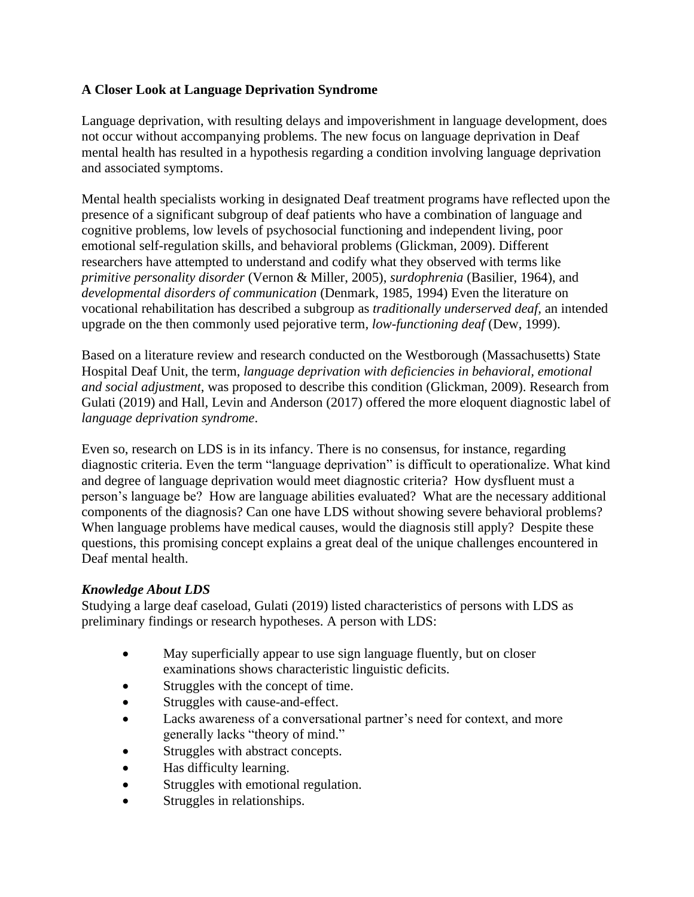**A Closer Look at Language Deprivation Syndrome**

Language deprivation, with resulting delays and impoverishment in language development, does not occur without accompanying problems. The new focus on language deprivation in Deaf mental health has resulted in a hypothesis regarding a condition involving language deprivation and associated symptoms.

Mental health specialists working in designated Deaf treatment programs have reflected upon the presence of a significant subgroup of deaf patients who have a combination of language and cognitive problems, low levels of psychosocial functioning and independent living, poor emotional self-regulation skills, and behavioral problems (Glickman, 2009). Different researchers have attempted to understand and codify what they observed with terms like *primitive personality disorder* (Vernon & Miller, 2005), *surdophrenia* (Basilier, 1964), and *developmental disorders of communication* (Denmark, 1985, 1994) Even the literature on vocational rehabilitation has described a subgroup as *traditionally underserved deaf,* an intended upgrade on the then commonly used pejorative term, *low-functioning deaf* (Dew, 1999).

Based on a literature review and research conducted on the Westborough (Massachusetts) State Hospital Deaf Unit, the term, *language deprivation with deficiencies in behavioral, emotional and social adjustment*, was proposed to describe this condition (Glickman, 2009). Research from Gulati (2019) and Hall, Levin and Anderson (2017) offered the more eloquent diagnostic label of *language deprivation syndrome*.

Even so, research on LDS is in its infancy. There is no consensus, for instance, regarding diagnostic criteria. Even the term "language deprivation" is difficult to operationalize. What kind and degree of language deprivation would meet diagnostic criteria? How dysfluent must a person's language be? How are language abilities evaluated? What are the necessary additional components of the diagnosis? Can one have LDS without showing severe behavioral problems? When language problems have medical causes, would the diagnosis still apply? Despite these questions, this promising concept explains a great deal of the unique challenges encountered in Deaf mental health.

***Knowledge About LDS***

Studying a large deaf caseload, Gulati (2019) listed characteristics of persons with LDS as preliminary findings or research hypotheses. A person with LDS:

- May superficially appear to use sign language fluently, but on closer examinations shows characteristic linguistic deficits.
- Struggles with the concept of time.
- Struggles with cause-and-effect.
- Lacks awareness of a conversational partner's need for context, and more generally lacks "theory of mind."
- Struggles with abstract concepts.
- Has difficulty learning.
- Struggles with emotional regulation.
- Struggles in relationships.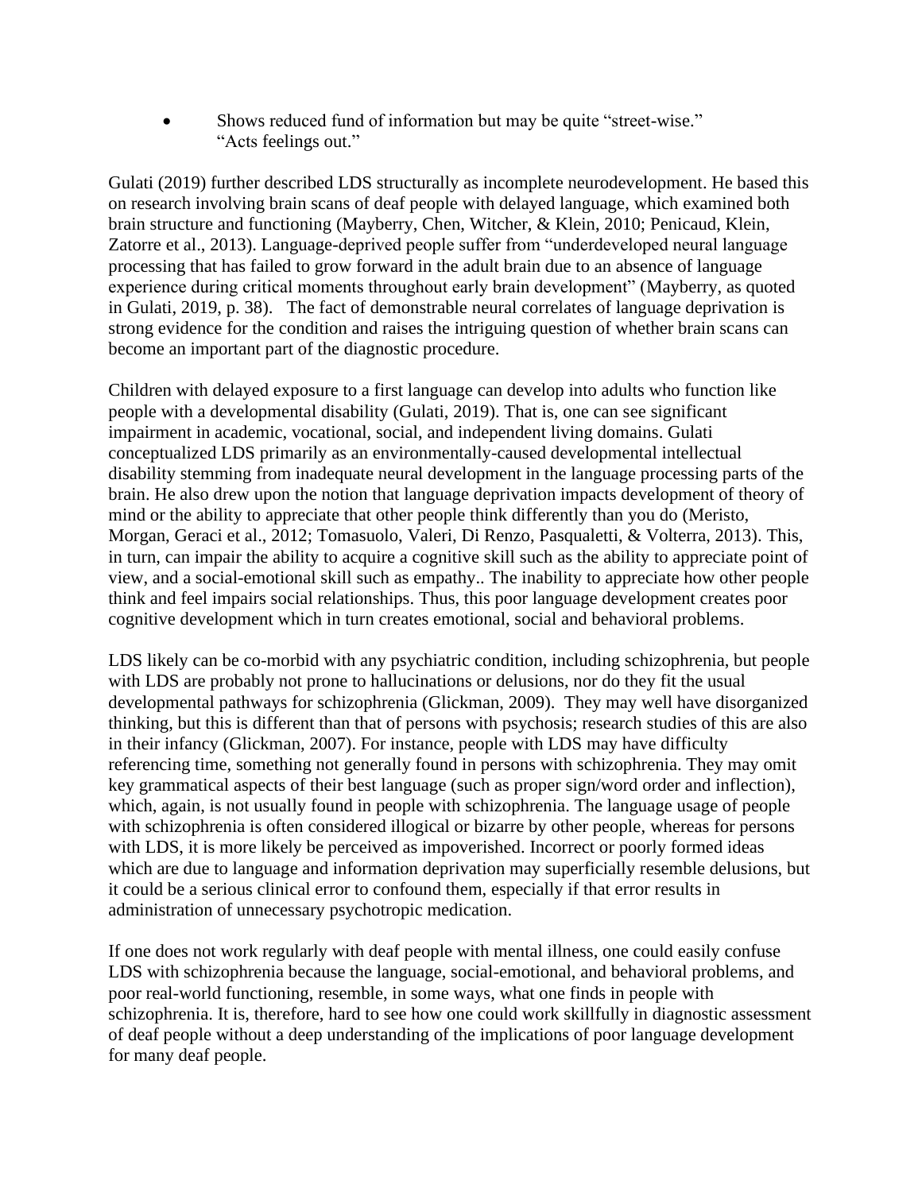- Shows reduced fund of information but may be quite "street-wise." "Acts feelings out."

Gulati (2019) further described LDS structurally as incomplete neurodevelopment. He based this on research involving brain scans of deaf people with delayed language, which examined both brain structure and functioning (Mayberry, Chen, Witcher, & Klein, 2010; Penicaud, Klein, Zatorre et al., 2013). Language-deprived people suffer from "underdeveloped neural language processing that has failed to grow forward in the adult brain due to an absence of language experience during critical moments throughout early brain development" (Mayberry, as quoted in Gulati, 2019, p. 38). The fact of demonstrable neural correlates of language deprivation is strong evidence for the condition and raises the intriguing question of whether brain scans can become an important part of the diagnostic procedure.

Children with delayed exposure to a first language can develop into adults who function like people with a developmental disability (Gulati, 2019). That is, one can see significant impairment in academic, vocational, social, and independent living domains. Gulati conceptualized LDS primarily as an environmentally-caused developmental intellectual disability stemming from inadequate neural development in the language processing parts of the brain. He also drew upon the notion that language deprivation impacts development of theory of mind or the ability to appreciate that other people think differently than you do (Meristo, Morgan, Geraci et al., 2012; Tomasuolo, Valeri, Di Renzo, Pasqualetti, & Volterra, 2013). This, in turn, can impair the ability to acquire a cognitive skill such as the ability to appreciate point of view, and a social-emotional skill such as empathy.. The inability to appreciate how other people think and feel impairs social relationships. Thus, this poor language development creates poor cognitive development which in turn creates emotional, social and behavioral problems.

LDS likely can be co-morbid with any psychiatric condition, including schizophrenia, but people with LDS are probably not prone to hallucinations or delusions, nor do they fit the usual developmental pathways for schizophrenia (Glickman, 2009). They may well have disorganized thinking, but this is different than that of persons with psychosis; research studies of this are also in their infancy (Glickman, 2007). For instance, people with LDS may have difficulty referencing time, something not generally found in persons with schizophrenia. They may omit key grammatical aspects of their best language (such as proper sign/word order and inflection), which, again, is not usually found in people with schizophrenia. The language usage of people with schizophrenia is often considered illogical or bizarre by other people, whereas for persons with LDS, it is more likely be perceived as impoverished. Incorrect or poorly formed ideas which are due to language and information deprivation may superficially resemble delusions, but it could be a serious clinical error to confound them, especially if that error results in administration of unnecessary psychotropic medication.

If one does not work regularly with deaf people with mental illness, one could easily confuse LDS with schizophrenia because the language, social-emotional, and behavioral problems, and poor real-world functioning, resemble, in some ways, what one finds in people with schizophrenia. It is, therefore, hard to see how one could work skillfully in diagnostic assessment of deaf people without a deep understanding of the implications of poor language development for many deaf people.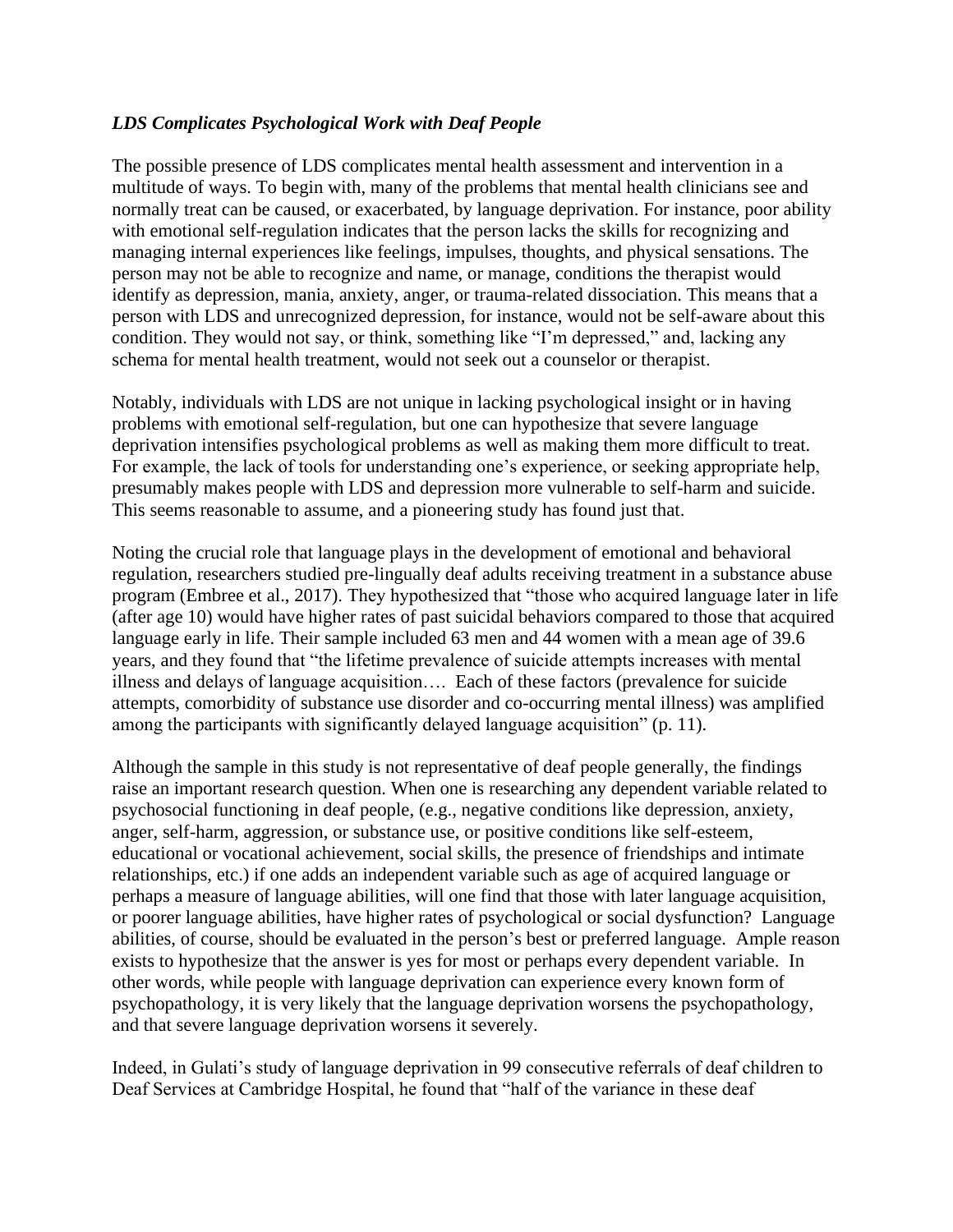***LDS Complicates Psychological Work with Deaf People***

The possible presence of LDS complicates mental health assessment and intervention in a multitude of ways. To begin with, many of the problems that mental health clinicians see and normally treat can be caused, or exacerbated, by language deprivation. For instance, poor ability with emotional self-regulation indicates that the person lacks the skills for recognizing and managing internal experiences like feelings, impulses, thoughts, and physical sensations. The person may not be able to recognize and name, or manage, conditions the therapist would identify as depression, mania, anxiety, anger, or trauma-related dissociation. This means that a person with LDS and unrecognized depression, for instance, would not be self-aware about this condition. They would not say, or think, something like "I'm depressed," and, lacking any schema for mental health treatment, would not seek out a counselor or therapist.

Notably, individuals with LDS are not unique in lacking psychological insight or in having problems with emotional self-regulation, but one can hypothesize that severe language deprivation intensifies psychological problems as well as making them more difficult to treat. For example, the lack of tools for understanding one's experience, or seeking appropriate help, presumably makes people with LDS and depression more vulnerable to self-harm and suicide. This seems reasonable to assume, and a pioneering study has found just that.

Noting the crucial role that language plays in the development of emotional and behavioral regulation, researchers studied pre-lingually deaf adults receiving treatment in a substance abuse program (Embree et al., 2017). They hypothesized that "those who acquired language later in life (after age 10) would have higher rates of past suicidal behaviors compared to those that acquired language early in life. Their sample included 63 men and 44 women with a mean age of 39.6 years, and they found that "the lifetime prevalence of suicide attempts increases with mental illness and delays of language acquisition…. Each of these factors (prevalence for suicide attempts, comorbidity of substance use disorder and co-occurring mental illness) was amplified among the participants with significantly delayed language acquisition" (p. 11).

Although the sample in this study is not representative of deaf people generally, the findings raise an important research question. When one is researching any dependent variable related to psychosocial functioning in deaf people, (e.g., negative conditions like depression, anxiety, anger, self-harm, aggression, or substance use, or positive conditions like self-esteem, educational or vocational achievement, social skills, the presence of friendships and intimate relationships, etc.) if one adds an independent variable such as age of acquired language or perhaps a measure of language abilities, will one find that those with later language acquisition, or poorer language abilities, have higher rates of psychological or social dysfunction? Language abilities, of course, should be evaluated in the person's best or preferred language. Ample reason exists to hypothesize that the answer is yes for most or perhaps every dependent variable. In other words, while people with language deprivation can experience every known form of psychopathology, it is very likely that the language deprivation worsens the psychopathology, and that severe language deprivation worsens it severely.

Indeed, in Gulati's study of language deprivation in 99 consecutive referrals of deaf children to Deaf Services at Cambridge Hospital, he found that "half of the variance in these deaf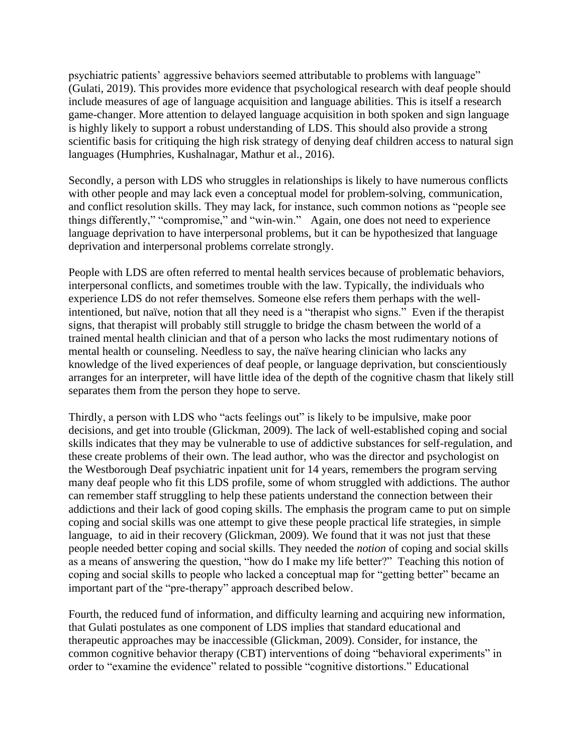psychiatric patients' aggressive behaviors seemed attributable to problems with language" (Gulati, 2019). This provides more evidence that psychological research with deaf people should include measures of age of language acquisition and language abilities. This is itself a research game-changer. More attention to delayed language acquisition in both spoken and sign language is highly likely to support a robust understanding of LDS. This should also provide a strong scientific basis for critiquing the high risk strategy of denying deaf children access to natural sign languages (Humphries, Kushalnagar, Mathur et al., 2016).

Secondly, a person with LDS who struggles in relationships is likely to have numerous conflicts with other people and may lack even a conceptual model for problem-solving, communication, and conflict resolution skills. They may lack, for instance, such common notions as "people see things differently," "compromise," and "win-win." Again, one does not need to experience language deprivation to have interpersonal problems, but it can be hypothesized that language deprivation and interpersonal problems correlate strongly.

People with LDS are often referred to mental health services because of problematic behaviors, interpersonal conflicts, and sometimes trouble with the law. Typically, the individuals who experience LDS do not refer themselves. Someone else refers them perhaps with the well-intentioned, but naïve, notion that all they need is a "therapist who signs." Even if the therapist signs, that therapist will probably still struggle to bridge the chasm between the world of a trained mental health clinician and that of a person who lacks the most rudimentary notions of mental health or counseling. Needless to say, the naïve hearing clinician who lacks any knowledge of the lived experiences of deaf people, or language deprivation, but conscientiously arranges for an interpreter, will have little idea of the depth of the cognitive chasm that likely still separates them from the person they hope to serve.

Thirdly, a person with LDS who "acts feelings out" is likely to be impulsive, make poor decisions, and get into trouble (Glickman, 2009). The lack of well-established coping and social skills indicates that they may be vulnerable to use of addictive substances for self-regulation, and these create problems of their own. The lead author, who was the director and psychologist on the Westborough Deaf psychiatric inpatient unit for 14 years, remembers the program serving many deaf people who fit this LDS profile, some of whom struggled with addictions. The author can remember staff struggling to help these patients understand the connection between their addictions and their lack of good coping skills. The emphasis the program came to put on simple coping and social skills was one attempt to give these people practical life strategies, in simple language, to aid in their recovery (Glickman, 2009). We found that it was not just that these people needed better coping and social skills. They needed the *notion* of coping and social skills as a means of answering the question, "how do I make my life better?" Teaching this notion of coping and social skills to people who lacked a conceptual map for "getting better" became an important part of the "pre-therapy" approach described below.

Fourth, the reduced fund of information, and difficulty learning and acquiring new information, that Gulati postulates as one component of LDS implies that standard educational and therapeutic approaches may be inaccessible (Glickman, 2009). Consider, for instance, the common cognitive behavior therapy (CBT) interventions of doing "behavioral experiments" in order to "examine the evidence" related to possible "cognitive distortions." Educational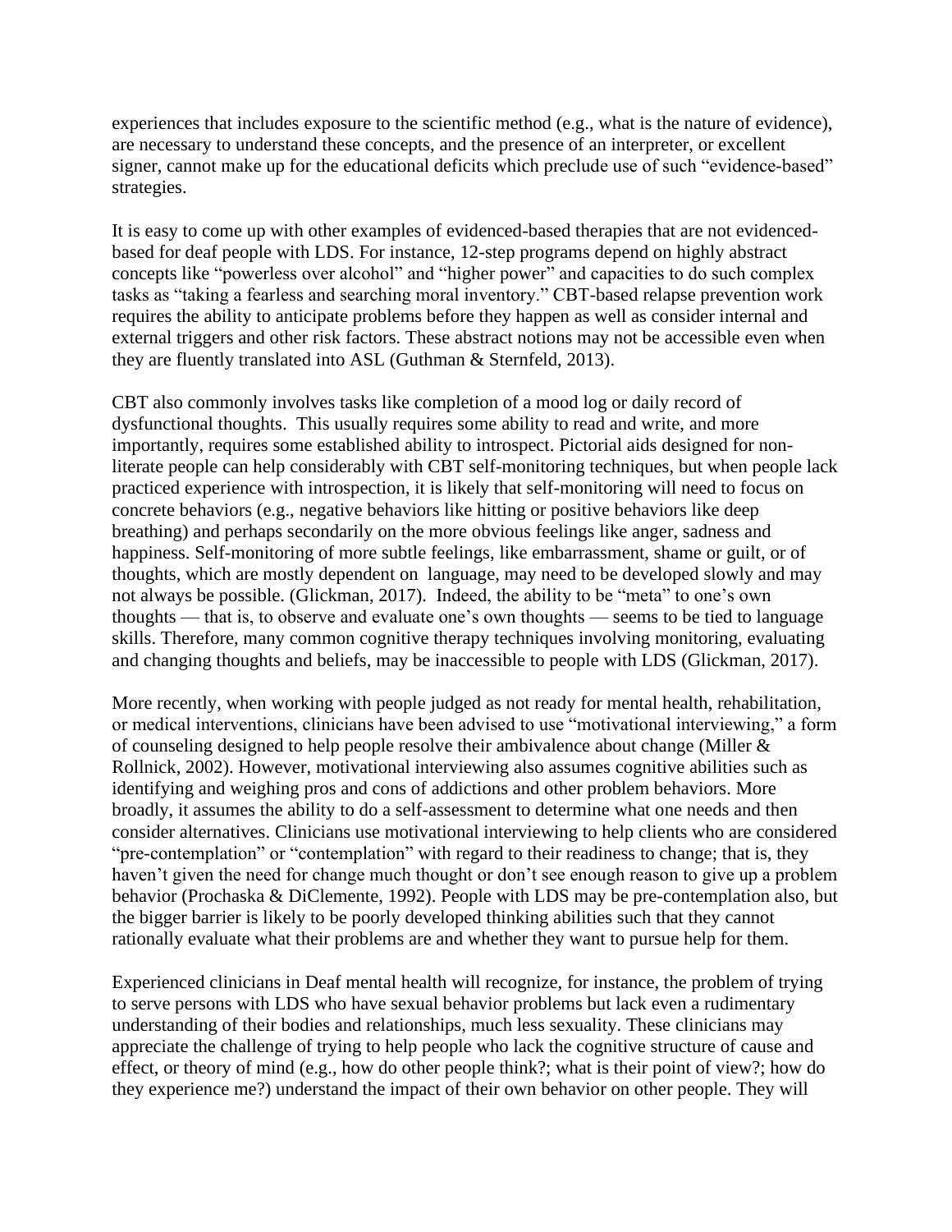experiences that includes exposure to the scientific method (e.g., what is the nature of evidence), are necessary to understand these concepts, and the presence of an interpreter, or excellent signer, cannot make up for the educational deficits which preclude use of such "evidence-based" strategies.

It is easy to come up with other examples of evidenced-based therapies that are not evidenced-based for deaf people with LDS. For instance, 12-step programs depend on highly abstract concepts like "powerless over alcohol" and "higher power" and capacities to do such complex tasks as "taking a fearless and searching moral inventory." CBT-based relapse prevention work requires the ability to anticipate problems before they happen as well as consider internal and external triggers and other risk factors. These abstract notions may not be accessible even when they are fluently translated into ASL (Guthman & Sternfeld, 2013).

CBT also commonly involves tasks like completion of a mood log or daily record of dysfunctional thoughts. This usually requires some ability to read and write, and more importantly, requires some established ability to introspect. Pictorial aids designed for non-literate people can help considerably with CBT self-monitoring techniques, but when people lack practiced experience with introspection, it is likely that self-monitoring will need to focus on concrete behaviors (e.g., negative behaviors like hitting or positive behaviors like deep breathing) and perhaps secondarily on the more obvious feelings like anger, sadness and happiness. Self-monitoring of more subtle feelings, like embarrassment, shame or guilt, or of thoughts, which are mostly dependent on language, may need to be developed slowly and may not always be possible. (Glickman, 2017). Indeed, the ability to be "meta" to one's own thoughts — that is, to observe and evaluate one's own thoughts — seems to be tied to language skills. Therefore, many common cognitive therapy techniques involving monitoring, evaluating and changing thoughts and beliefs, may be inaccessible to people with LDS (Glickman, 2017).

More recently, when working with people judged as not ready for mental health, rehabilitation, or medical interventions, clinicians have been advised to use "motivational interviewing," a form of counseling designed to help people resolve their ambivalence about change (Miller & Rollnick, 2002). However, motivational interviewing also assumes cognitive abilities such as identifying and weighing pros and cons of addictions and other problem behaviors. More broadly, it assumes the ability to do a self-assessment to determine what one needs and then consider alternatives. Clinicians use motivational interviewing to help clients who are considered "pre-contemplation" or "contemplation" with regard to their readiness to change; that is, they haven't given the need for change much thought or don't see enough reason to give up a problem behavior (Prochaska & DiClemente, 1992). People with LDS may be pre-contemplation also, but the bigger barrier is likely to be poorly developed thinking abilities such that they cannot rationally evaluate what their problems are and whether they want to pursue help for them.

Experienced clinicians in Deaf mental health will recognize, for instance, the problem of trying to serve persons with LDS who have sexual behavior problems but lack even a rudimentary understanding of their bodies and relationships, much less sexuality. These clinicians may appreciate the challenge of trying to help people who lack the cognitive structure of cause and effect, or theory of mind (e.g., how do other people think?; what is their point of view?; how do they experience me?) understand the impact of their own behavior on other people. They will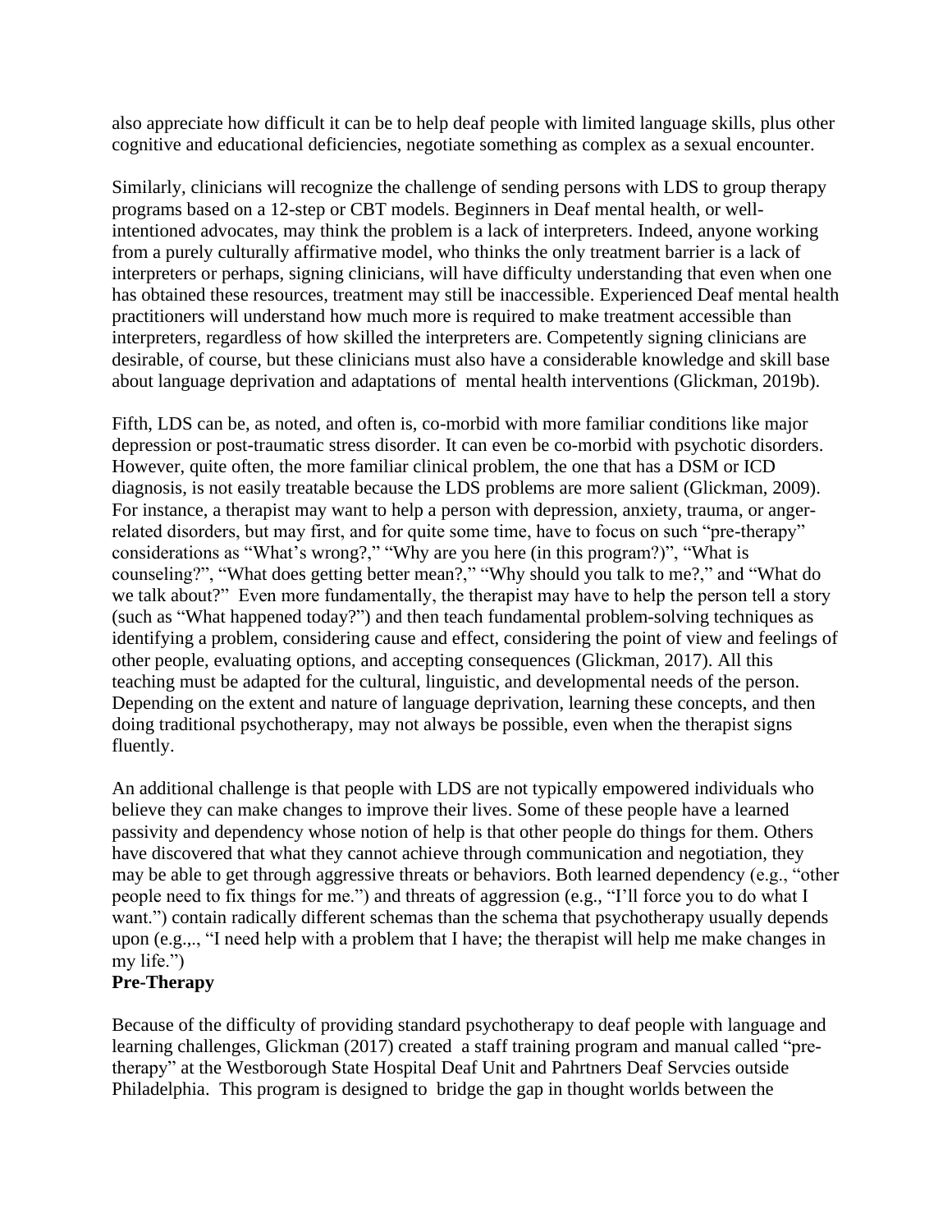also appreciate how difficult it can be to help deaf people with limited language skills, plus other cognitive and educational deficiencies, negotiate something as complex as a sexual encounter.

Similarly, clinicians will recognize the challenge of sending persons with LDS to group therapy programs based on a 12-step or CBT models. Beginners in Deaf mental health, or well-intentioned advocates, may think the problem is a lack of interpreters. Indeed, anyone working from a purely culturally affirmative model, who thinks the only treatment barrier is a lack of interpreters or perhaps, signing clinicians, will have difficulty understanding that even when one has obtained these resources, treatment may still be inaccessible. Experienced Deaf mental health practitioners will understand how much more is required to make treatment accessible than interpreters, regardless of how skilled the interpreters are. Competently signing clinicians are desirable, of course, but these clinicians must also have a considerable knowledge and skill base about language deprivation and adaptations of mental health interventions (Glickman, 2019b).

Fifth, LDS can be, as noted, and often is, co-morbid with more familiar conditions like major depression or post-traumatic stress disorder. It can even be co-morbid with psychotic disorders. However, quite often, the more familiar clinical problem, the one that has a DSM or ICD diagnosis, is not easily treatable because the LDS problems are more salient (Glickman, 2009). For instance, a therapist may want to help a person with depression, anxiety, trauma, or anger-related disorders, but may first, and for quite some time, have to focus on such "pre-therapy" considerations as "What's wrong?," "Why are you here (in this program?)", "What is counseling?", "What does getting better mean?," "Why should you talk to me?," and "What do we talk about?" Even more fundamentally, the therapist may have to help the person tell a story (such as "What happened today?") and then teach fundamental problem-solving techniques as identifying a problem, considering cause and effect, considering the point of view and feelings of other people, evaluating options, and accepting consequences (Glickman, 2017). All this teaching must be adapted for the cultural, linguistic, and developmental needs of the person. Depending on the extent and nature of language deprivation, learning these concepts, and then doing traditional psychotherapy, may not always be possible, even when the therapist signs fluently.

An additional challenge is that people with LDS are not typically empowered individuals who believe they can make changes to improve their lives. Some of these people have a learned passivity and dependency whose notion of help is that other people do things for them. Others have discovered that what they cannot achieve through communication and negotiation, they may be able to get through aggressive threats or behaviors. Both learned dependency (e.g., "other people need to fix things for me.") and threats of aggression (e.g., "I'll force you to do what I want.") contain radically different schemas than the schema that psychotherapy usually depends upon (e.g.,., "I need help with a problem that I have; the therapist will help me make changes in my life.")

**Pre-Therapy**

Because of the difficulty of providing standard psychotherapy to deaf people with language and learning challenges, Glickman (2017) created a staff training program and manual called "pre-therapy" at the Westborough State Hospital Deaf Unit and Pahrtners Deaf Servcies outside Philadelphia. This program is designed to bridge the gap in thought worlds between the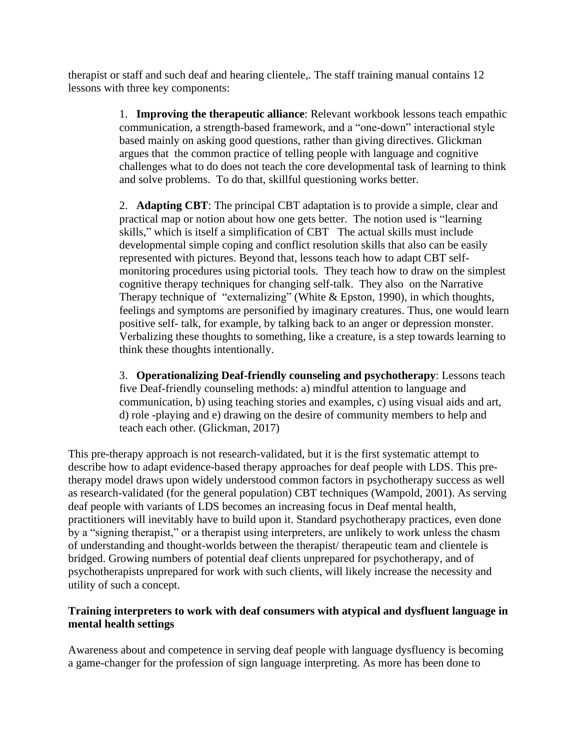therapist or staff and such deaf and hearing clientele,. The staff training manual contains 12 lessons with three key components:

> 1. **Improving the therapeutic alliance**: Relevant workbook lessons teach empathic communication, a strength-based framework, and a "one-down" interactional style based mainly on asking good questions, rather than giving directives. Glickman argues that the common practice of telling people with language and cognitive challenges what to do does not teach the core developmental task of learning to think and solve problems. To do that, skillful questioning works better.
>
> 2. **Adapting CBT**: The principal CBT adaptation is to provide a simple, clear and practical map or notion about how one gets better. The notion used is "learning skills," which is itself a simplification of CBT The actual skills must include developmental simple coping and conflict resolution skills that also can be easily represented with pictures. Beyond that, lessons teach how to adapt CBT self-monitoring procedures using pictorial tools. They teach how to draw on the simplest cognitive therapy techniques for changing self-talk. They also on the Narrative Therapy technique of "externalizing" (White & Epston, 1990), in which thoughts, feelings and symptoms are personified by imaginary creatures. Thus, one would learn positive self- talk, for example, by talking back to an anger or depression monster. Verbalizing these thoughts to something, like a creature, is a step towards learning to think these thoughts intentionally.
>
> 3. **Operationalizing Deaf-friendly counseling and psychotherapy**: Lessons teach five Deaf-friendly counseling methods: a) mindful attention to language and communication, b) using teaching stories and examples, c) using visual aids and art, d) role -playing and e) drawing on the desire of community members to help and teach each other. (Glickman, 2017)

This pre-therapy approach is not research-validated, but it is the first systematic attempt to describe how to adapt evidence-based therapy approaches for deaf people with LDS. This pre-therapy model draws upon widely understood common factors in psychotherapy success as well as research-validated (for the general population) CBT techniques (Wampold, 2001). As serving deaf people with variants of LDS becomes an increasing focus in Deaf mental health, practitioners will inevitably have to build upon it. Standard psychotherapy practices, even done by a "signing therapist," or a therapist using interpreters, are unlikely to work unless the chasm of understanding and thought-worlds between the therapist/ therapeutic team and clientele is bridged. Growing numbers of potential deaf clients unprepared for psychotherapy, and of psychotherapists unprepared for work with such clients, will likely increase the necessity and utility of such a concept.

**Training interpreters to work with deaf consumers with atypical and dysfluent language in mental health settings**

Awareness about and competence in serving deaf people with language dysfluency is becoming a game-changer for the profession of sign language interpreting. As more has been done to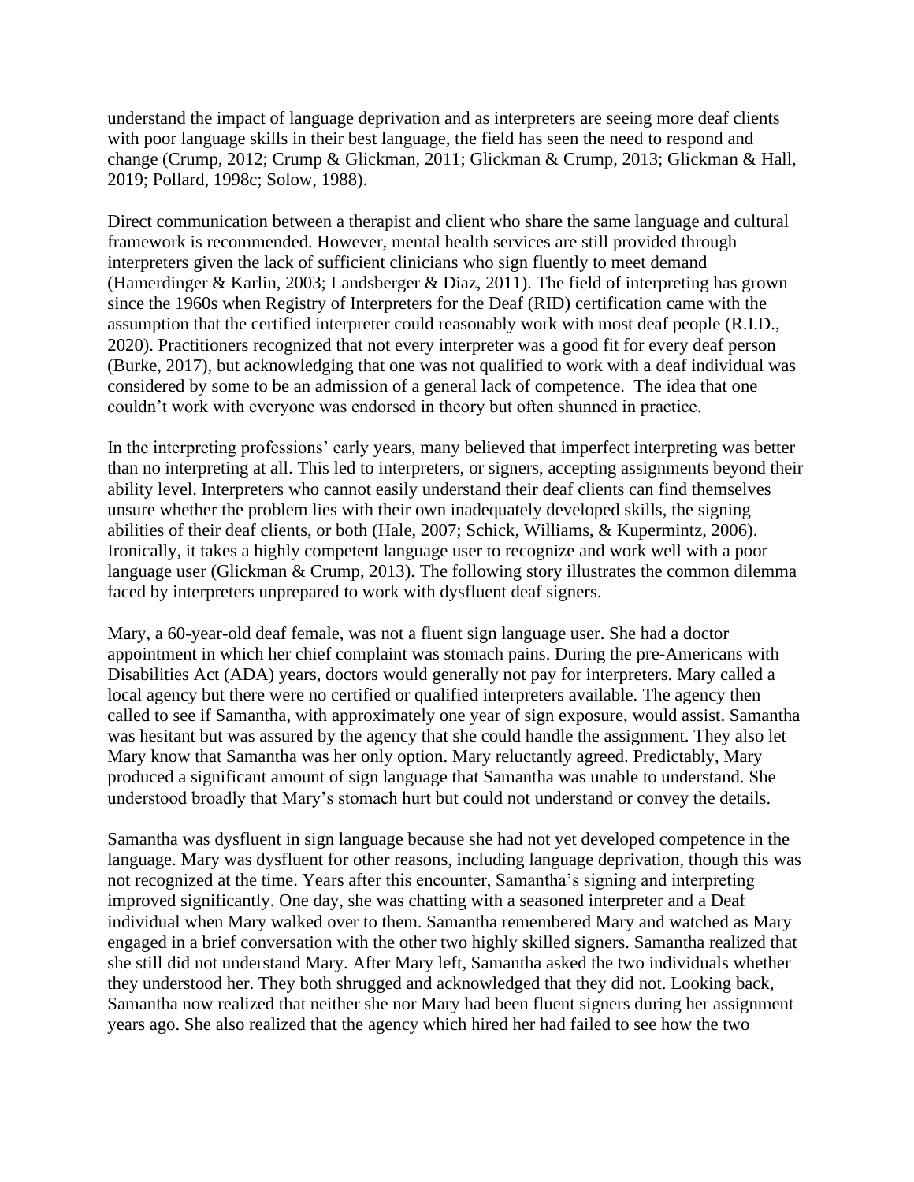understand the impact of language deprivation and as interpreters are seeing more deaf clients with poor language skills in their best language, the field has seen the need to respond and change (Crump, 2012; Crump & Glickman, 2011; Glickman & Crump, 2013; Glickman & Hall, 2019; Pollard, 1998c; Solow, 1988).

Direct communication between a therapist and client who share the same language and cultural framework is recommended. However, mental health services are still provided through interpreters given the lack of sufficient clinicians who sign fluently to meet demand (Hamerdinger & Karlin, 2003; Landsberger & Diaz, 2011). The field of interpreting has grown since the 1960s when Registry of Interpreters for the Deaf (RID) certification came with the assumption that the certified interpreter could reasonably work with most deaf people (R.I.D., 2020). Practitioners recognized that not every interpreter was a good fit for every deaf person (Burke, 2017), but acknowledging that one was not qualified to work with a deaf individual was considered by some to be an admission of a general lack of competence. The idea that one couldn't work with everyone was endorsed in theory but often shunned in practice.

In the interpreting professions' early years, many believed that imperfect interpreting was better than no interpreting at all. This led to interpreters, or signers, accepting assignments beyond their ability level. Interpreters who cannot easily understand their deaf clients can find themselves unsure whether the problem lies with their own inadequately developed skills, the signing abilities of their deaf clients, or both (Hale, 2007; Schick, Williams, & Kupermintz, 2006). Ironically, it takes a highly competent language user to recognize and work well with a poor language user (Glickman & Crump, 2013). The following story illustrates the common dilemma faced by interpreters unprepared to work with dysfluent deaf signers.

Mary, a 60-year-old deaf female, was not a fluent sign language user. She had a doctor appointment in which her chief complaint was stomach pains. During the pre-Americans with Disabilities Act (ADA) years, doctors would generally not pay for interpreters. Mary called a local agency but there were no certified or qualified interpreters available. The agency then called to see if Samantha, with approximately one year of sign exposure, would assist. Samantha was hesitant but was assured by the agency that she could handle the assignment. They also let Mary know that Samantha was her only option. Mary reluctantly agreed. Predictably, Mary produced a significant amount of sign language that Samantha was unable to understand. She understood broadly that Mary's stomach hurt but could not understand or convey the details.

Samantha was dysfluent in sign language because she had not yet developed competence in the language. Mary was dysfluent for other reasons, including language deprivation, though this was not recognized at the time. Years after this encounter, Samantha's signing and interpreting improved significantly. One day, she was chatting with a seasoned interpreter and a Deaf individual when Mary walked over to them. Samantha remembered Mary and watched as Mary engaged in a brief conversation with the other two highly skilled signers. Samantha realized that she still did not understand Mary. After Mary left, Samantha asked the two individuals whether they understood her. They both shrugged and acknowledged that they did not. Looking back, Samantha now realized that neither she nor Mary had been fluent signers during her assignment years ago. She also realized that the agency which hired her had failed to see how the two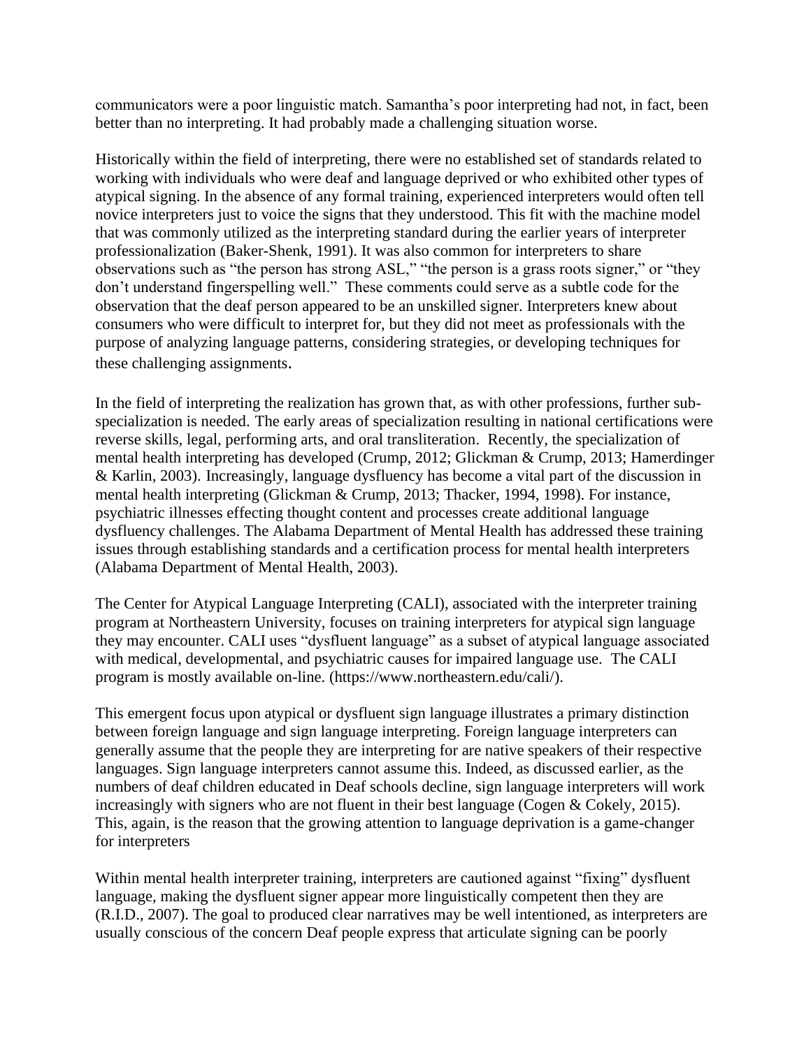communicators were a poor linguistic match. Samantha's poor interpreting had not, in fact, been better than no interpreting. It had probably made a challenging situation worse.

Historically within the field of interpreting, there were no established set of standards related to working with individuals who were deaf and language deprived or who exhibited other types of atypical signing. In the absence of any formal training, experienced interpreters would often tell novice interpreters just to voice the signs that they understood. This fit with the machine model that was commonly utilized as the interpreting standard during the earlier years of interpreter professionalization (Baker-Shenk, 1991). It was also common for interpreters to share observations such as "the person has strong ASL," "the person is a grass roots signer," or "they don't understand fingerspelling well." These comments could serve as a subtle code for the observation that the deaf person appeared to be an unskilled signer. Interpreters knew about consumers who were difficult to interpret for, but they did not meet as professionals with the purpose of analyzing language patterns, considering strategies, or developing techniques for these challenging assignments.

In the field of interpreting the realization has grown that, as with other professions, further sub-specialization is needed. The early areas of specialization resulting in national certifications were reverse skills, legal, performing arts, and oral transliteration. Recently, the specialization of mental health interpreting has developed (Crump, 2012; Glickman & Crump, 2013; Hamerdinger & Karlin, 2003). Increasingly, language dysfluency has become a vital part of the discussion in mental health interpreting (Glickman & Crump, 2013; Thacker, 1994, 1998). For instance, psychiatric illnesses effecting thought content and processes create additional language dysfluency challenges. The Alabama Department of Mental Health has addressed these training issues through establishing standards and a certification process for mental health interpreters (Alabama Department of Mental Health, 2003).

The Center for Atypical Language Interpreting (CALI), associated with the interpreter training program at Northeastern University, focuses on training interpreters for atypical sign language they may encounter. CALI uses "dysfluent language" as a subset of atypical language associated with medical, developmental, and psychiatric causes for impaired language use. The CALI program is mostly available on-line. (https://www.northeastern.edu/cali/).

This emergent focus upon atypical or dysfluent sign language illustrates a primary distinction between foreign language and sign language interpreting. Foreign language interpreters can generally assume that the people they are interpreting for are native speakers of their respective languages. Sign language interpreters cannot assume this. Indeed, as discussed earlier, as the numbers of deaf children educated in Deaf schools decline, sign language interpreters will work increasingly with signers who are not fluent in their best language (Cogen & Cokely, 2015). This, again, is the reason that the growing attention to language deprivation is a game-changer for interpreters

Within mental health interpreter training, interpreters are cautioned against "fixing" dysfluent language, making the dysfluent signer appear more linguistically competent then they are (R.I.D., 2007). The goal to produced clear narratives may be well intentioned, as interpreters are usually conscious of the concern Deaf people express that articulate signing can be poorly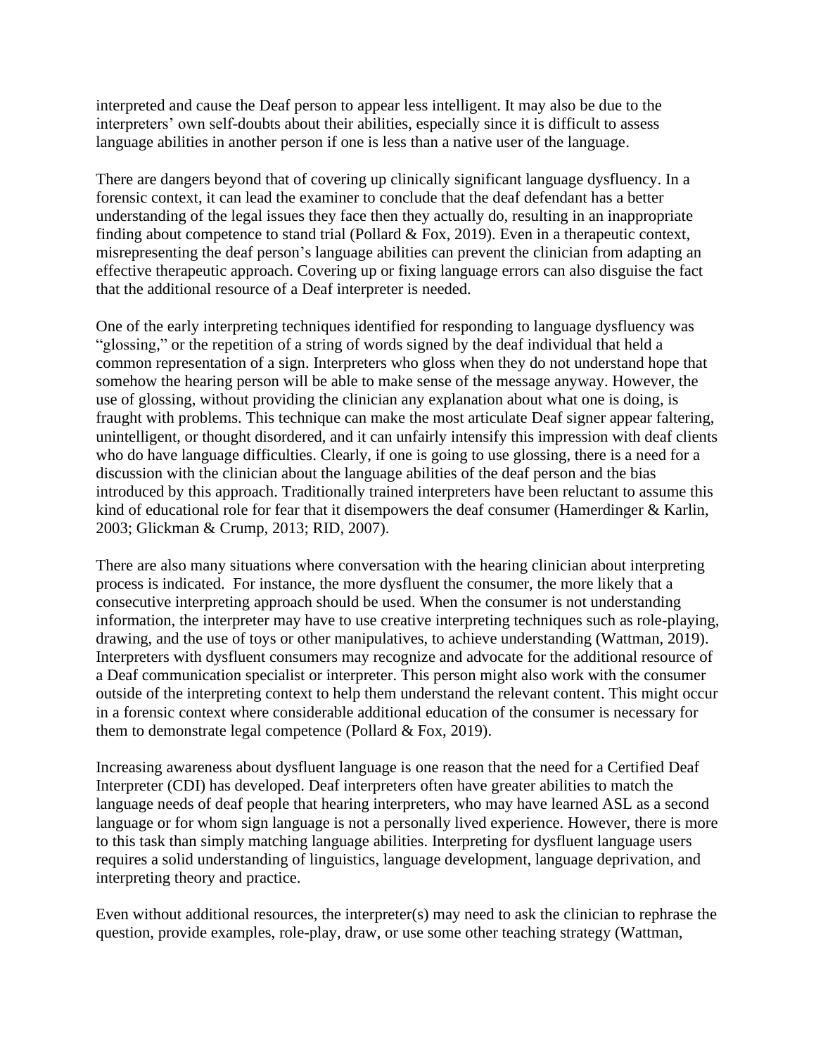interpreted and cause the Deaf person to appear less intelligent. It may also be due to the interpreters' own self-doubts about their abilities, especially since it is difficult to assess language abilities in another person if one is less than a native user of the language.

There are dangers beyond that of covering up clinically significant language dysfluency. In a forensic context, it can lead the examiner to conclude that the deaf defendant has a better understanding of the legal issues they face then they actually do, resulting in an inappropriate finding about competence to stand trial (Pollard & Fox, 2019). Even in a therapeutic context, misrepresenting the deaf person's language abilities can prevent the clinician from adapting an effective therapeutic approach. Covering up or fixing language errors can also disguise the fact that the additional resource of a Deaf interpreter is needed.

One of the early interpreting techniques identified for responding to language dysfluency was "glossing," or the repetition of a string of words signed by the deaf individual that held a common representation of a sign. Interpreters who gloss when they do not understand hope that somehow the hearing person will be able to make sense of the message anyway. However, the use of glossing, without providing the clinician any explanation about what one is doing, is fraught with problems. This technique can make the most articulate Deaf signer appear faltering, unintelligent, or thought disordered, and it can unfairly intensify this impression with deaf clients who do have language difficulties. Clearly, if one is going to use glossing, there is a need for a discussion with the clinician about the language abilities of the deaf person and the bias introduced by this approach. Traditionally trained interpreters have been reluctant to assume this kind of educational role for fear that it disempowers the deaf consumer (Hamerdinger & Karlin, 2003; Glickman & Crump, 2013; RID, 2007).

There are also many situations where conversation with the hearing clinician about interpreting process is indicated. For instance, the more dysfluent the consumer, the more likely that a consecutive interpreting approach should be used. When the consumer is not understanding information, the interpreter may have to use creative interpreting techniques such as role-playing, drawing, and the use of toys or other manipulatives, to achieve understanding (Wattman, 2019). Interpreters with dysfluent consumers may recognize and advocate for the additional resource of a Deaf communication specialist or interpreter. This person might also work with the consumer outside of the interpreting context to help them understand the relevant content. This might occur in a forensic context where considerable additional education of the consumer is necessary for them to demonstrate legal competence (Pollard & Fox, 2019).

Increasing awareness about dysfluent language is one reason that the need for a Certified Deaf Interpreter (CDI) has developed. Deaf interpreters often have greater abilities to match the language needs of deaf people that hearing interpreters, who may have learned ASL as a second language or for whom sign language is not a personally lived experience. However, there is more to this task than simply matching language abilities. Interpreting for dysfluent language users requires a solid understanding of linguistics, language development, language deprivation, and interpreting theory and practice.

Even without additional resources, the interpreter(s) may need to ask the clinician to rephrase the question, provide examples, role-play, draw, or use some other teaching strategy (Wattman,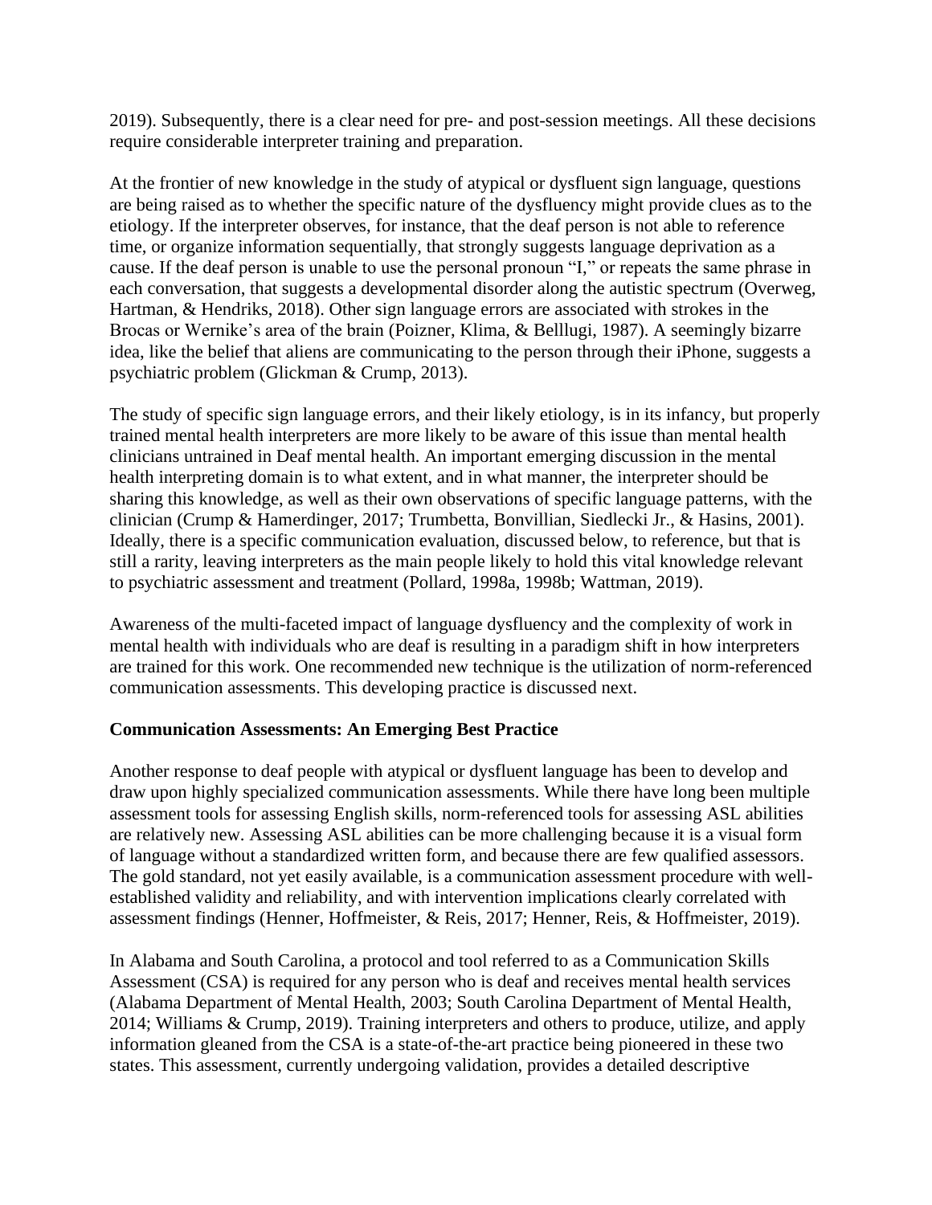2019). Subsequently, there is a clear need for pre- and post-session meetings. All these decisions require considerable interpreter training and preparation.

At the frontier of new knowledge in the study of atypical or dysfluent sign language, questions are being raised as to whether the specific nature of the dysfluency might provide clues as to the etiology. If the interpreter observes, for instance, that the deaf person is not able to reference time, or organize information sequentially, that strongly suggests language deprivation as a cause. If the deaf person is unable to use the personal pronoun "I," or repeats the same phrase in each conversation, that suggests a developmental disorder along the autistic spectrum (Overweg, Hartman, & Hendriks, 2018). Other sign language errors are associated with strokes in the Brocas or Wernike's area of the brain (Poizner, Klima, & Belllugi, 1987). A seemingly bizarre idea, like the belief that aliens are communicating to the person through their iPhone, suggests a psychiatric problem (Glickman & Crump, 2013).

The study of specific sign language errors, and their likely etiology, is in its infancy, but properly trained mental health interpreters are more likely to be aware of this issue than mental health clinicians untrained in Deaf mental health. An important emerging discussion in the mental health interpreting domain is to what extent, and in what manner, the interpreter should be sharing this knowledge, as well as their own observations of specific language patterns, with the clinician (Crump & Hamerdinger, 2017; Trumbetta, Bonvillian, Siedlecki Jr., & Hasins, 2001). Ideally, there is a specific communication evaluation, discussed below, to reference, but that is still a rarity, leaving interpreters as the main people likely to hold this vital knowledge relevant to psychiatric assessment and treatment (Pollard, 1998a, 1998b; Wattman, 2019).

Awareness of the multi-faceted impact of language dysfluency and the complexity of work in mental health with individuals who are deaf is resulting in a paradigm shift in how interpreters are trained for this work. One recommended new technique is the utilization of norm-referenced communication assessments. This developing practice is discussed next.

**Communication Assessments: An Emerging Best Practice**

Another response to deaf people with atypical or dysfluent language has been to develop and draw upon highly specialized communication assessments. While there have long been multiple assessment tools for assessing English skills, norm-referenced tools for assessing ASL abilities are relatively new. Assessing ASL abilities can be more challenging because it is a visual form of language without a standardized written form, and because there are few qualified assessors. The gold standard, not yet easily available, is a communication assessment procedure with well-established validity and reliability, and with intervention implications clearly correlated with assessment findings (Henner, Hoffmeister, & Reis, 2017; Henner, Reis, & Hoffmeister, 2019).

In Alabama and South Carolina, a protocol and tool referred to as a Communication Skills Assessment (CSA) is required for any person who is deaf and receives mental health services (Alabama Department of Mental Health, 2003; South Carolina Department of Mental Health, 2014; Williams & Crump, 2019). Training interpreters and others to produce, utilize, and apply information gleaned from the CSA is a state-of-the-art practice being pioneered in these two states. This assessment, currently undergoing validation, provides a detailed descriptive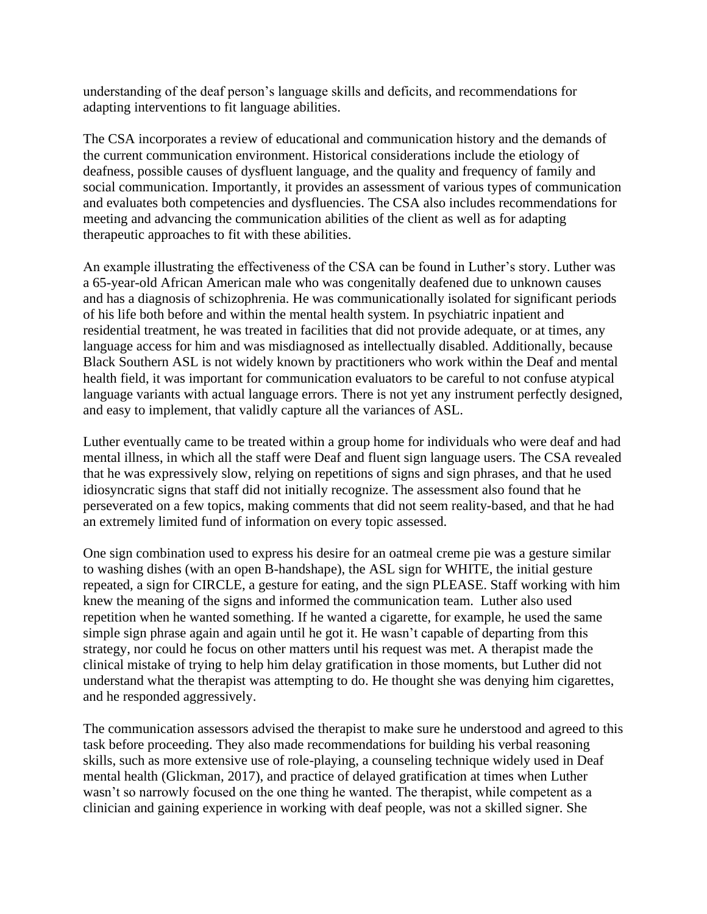understanding of the deaf person's language skills and deficits, and recommendations for adapting interventions to fit language abilities.

The CSA incorporates a review of educational and communication history and the demands of the current communication environment. Historical considerations include the etiology of deafness, possible causes of dysfluent language, and the quality and frequency of family and social communication. Importantly, it provides an assessment of various types of communication and evaluates both competencies and dysfluencies. The CSA also includes recommendations for meeting and advancing the communication abilities of the client as well as for adapting therapeutic approaches to fit with these abilities.

An example illustrating the effectiveness of the CSA can be found in Luther's story. Luther was a 65-year-old African American male who was congenitally deafened due to unknown causes and has a diagnosis of schizophrenia. He was communicationally isolated for significant periods of his life both before and within the mental health system. In psychiatric inpatient and residential treatment, he was treated in facilities that did not provide adequate, or at times, any language access for him and was misdiagnosed as intellectually disabled. Additionally, because Black Southern ASL is not widely known by practitioners who work within the Deaf and mental health field, it was important for communication evaluators to be careful to not confuse atypical language variants with actual language errors. There is not yet any instrument perfectly designed, and easy to implement, that validly capture all the variances of ASL.

Luther eventually came to be treated within a group home for individuals who were deaf and had mental illness, in which all the staff were Deaf and fluent sign language users. The CSA revealed that he was expressively slow, relying on repetitions of signs and sign phrases, and that he used idiosyncratic signs that staff did not initially recognize. The assessment also found that he perseverated on a few topics, making comments that did not seem reality-based, and that he had an extremely limited fund of information on every topic assessed.

One sign combination used to express his desire for an oatmeal creme pie was a gesture similar to washing dishes (with an open B-handshape), the ASL sign for WHITE, the initial gesture repeated, a sign for CIRCLE, a gesture for eating, and the sign PLEASE. Staff working with him knew the meaning of the signs and informed the communication team. Luther also used repetition when he wanted something. If he wanted a cigarette, for example, he used the same simple sign phrase again and again until he got it. He wasn't capable of departing from this strategy, nor could he focus on other matters until his request was met. A therapist made the clinical mistake of trying to help him delay gratification in those moments, but Luther did not understand what the therapist was attempting to do. He thought she was denying him cigarettes, and he responded aggressively.

The communication assessors advised the therapist to make sure he understood and agreed to this task before proceeding. They also made recommendations for building his verbal reasoning skills, such as more extensive use of role-playing, a counseling technique widely used in Deaf mental health (Glickman, 2017), and practice of delayed gratification at times when Luther wasn't so narrowly focused on the one thing he wanted. The therapist, while competent as a clinician and gaining experience in working with deaf people, was not a skilled signer. She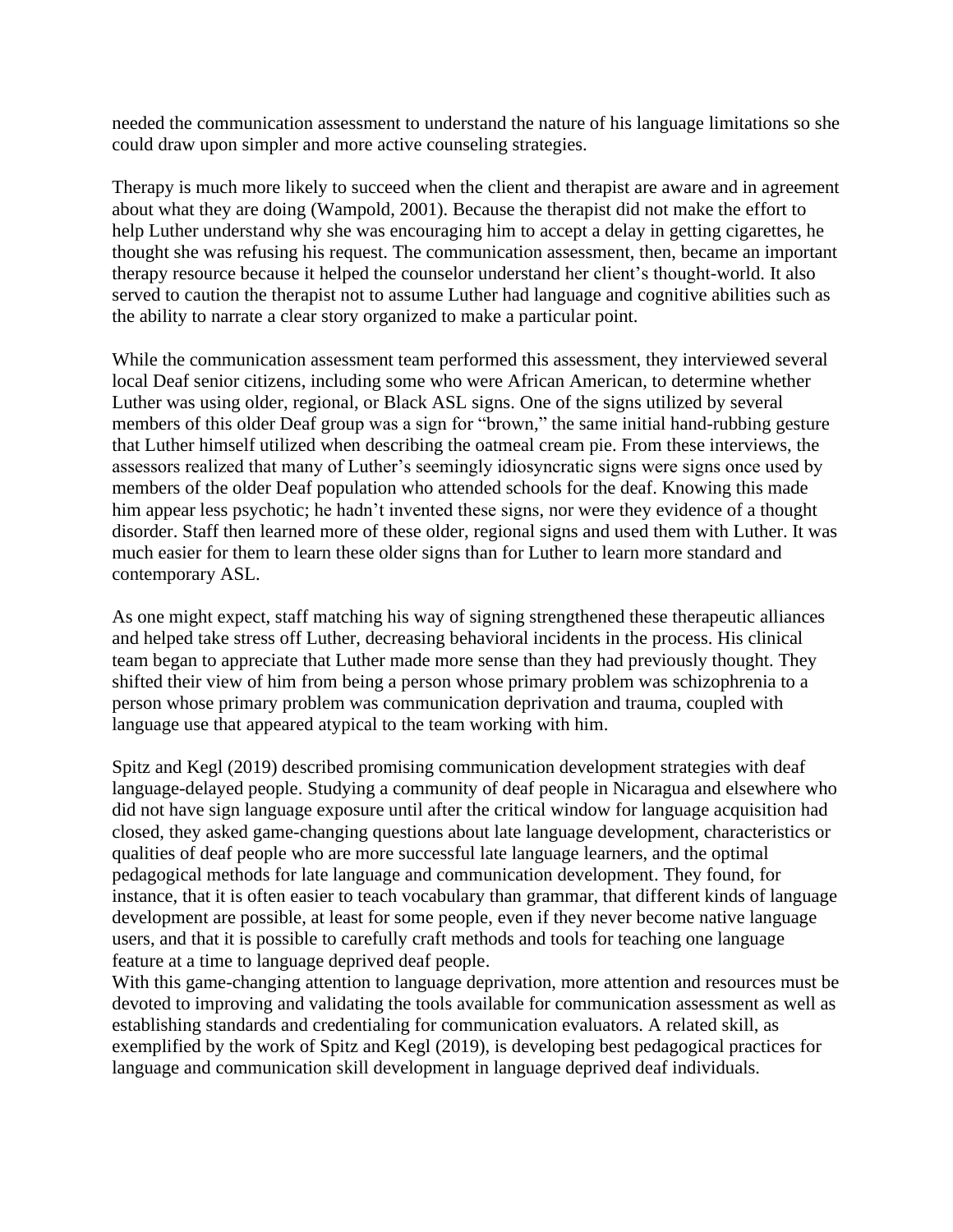needed the communication assessment to understand the nature of his language limitations so she could draw upon simpler and more active counseling strategies.

Therapy is much more likely to succeed when the client and therapist are aware and in agreement about what they are doing (Wampold, 2001). Because the therapist did not make the effort to help Luther understand why she was encouraging him to accept a delay in getting cigarettes, he thought she was refusing his request. The communication assessment, then, became an important therapy resource because it helped the counselor understand her client's thought-world. It also served to caution the therapist not to assume Luther had language and cognitive abilities such as the ability to narrate a clear story organized to make a particular point.

While the communication assessment team performed this assessment, they interviewed several local Deaf senior citizens, including some who were African American, to determine whether Luther was using older, regional, or Black ASL signs. One of the signs utilized by several members of this older Deaf group was a sign for "brown," the same initial hand-rubbing gesture that Luther himself utilized when describing the oatmeal cream pie. From these interviews, the assessors realized that many of Luther's seemingly idiosyncratic signs were signs once used by members of the older Deaf population who attended schools for the deaf. Knowing this made him appear less psychotic; he hadn't invented these signs, nor were they evidence of a thought disorder. Staff then learned more of these older, regional signs and used them with Luther. It was much easier for them to learn these older signs than for Luther to learn more standard and contemporary ASL.

As one might expect, staff matching his way of signing strengthened these therapeutic alliances and helped take stress off Luther, decreasing behavioral incidents in the process. His clinical team began to appreciate that Luther made more sense than they had previously thought. They shifted their view of him from being a person whose primary problem was schizophrenia to a person whose primary problem was communication deprivation and trauma, coupled with language use that appeared atypical to the team working with him.

Spitz and Kegl (2019) described promising communication development strategies with deaf language-delayed people. Studying a community of deaf people in Nicaragua and elsewhere who did not have sign language exposure until after the critical window for language acquisition had closed, they asked game-changing questions about late language development, characteristics or qualities of deaf people who are more successful late language learners, and the optimal pedagogical methods for late language and communication development. They found, for instance, that it is often easier to teach vocabulary than grammar, that different kinds of language development are possible, at least for some people, even if they never become native language users, and that it is possible to carefully craft methods and tools for teaching one language feature at a time to language deprived deaf people.

With this game-changing attention to language deprivation, more attention and resources must be devoted to improving and validating the tools available for communication assessment as well as establishing standards and credentialing for communication evaluators. A related skill, as exemplified by the work of Spitz and Kegl (2019), is developing best pedagogical practices for language and communication skill development in language deprived deaf individuals.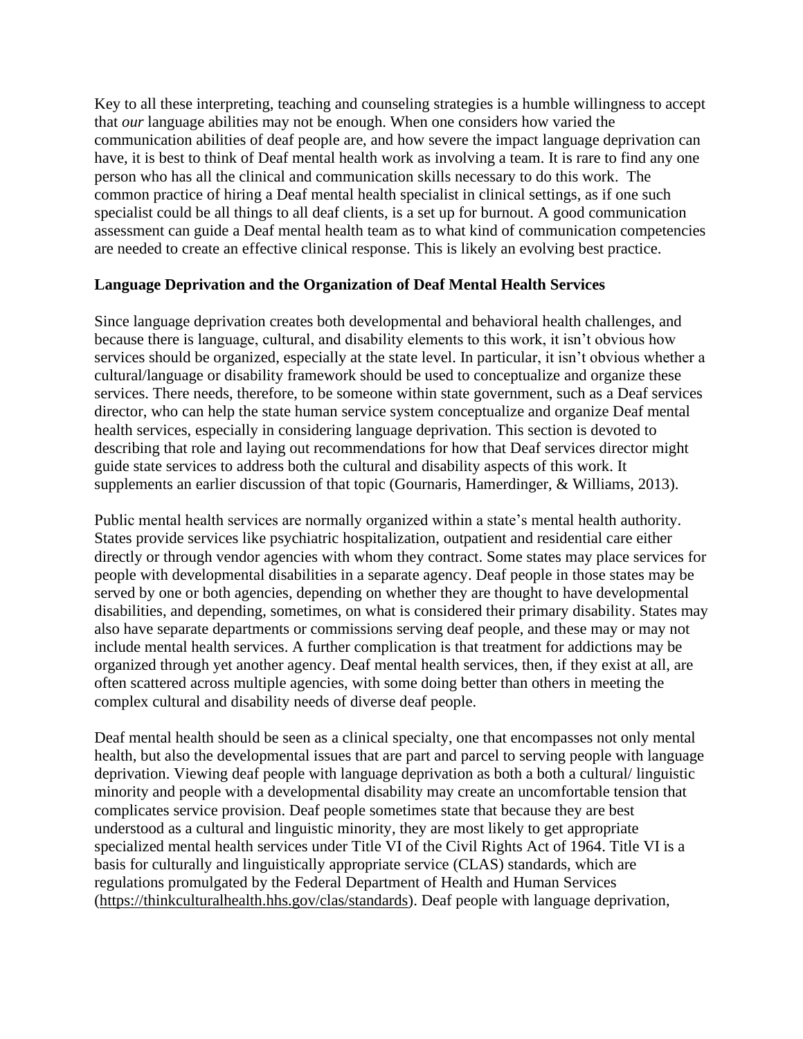Key to all these interpreting, teaching and counseling strategies is a humble willingness to accept that *our* language abilities may not be enough. When one considers how varied the communication abilities of deaf people are, and how severe the impact language deprivation can have, it is best to think of Deaf mental health work as involving a team. It is rare to find any one person who has all the clinical and communication skills necessary to do this work. The common practice of hiring a Deaf mental health specialist in clinical settings, as if one such specialist could be all things to all deaf clients, is a set up for burnout. A good communication assessment can guide a Deaf mental health team as to what kind of communication competencies are needed to create an effective clinical response. This is likely an evolving best practice.

**Language Deprivation and the Organization of Deaf Mental Health Services**

Since language deprivation creates both developmental and behavioral health challenges, and because there is language, cultural, and disability elements to this work, it isn't obvious how services should be organized, especially at the state level. In particular, it isn't obvious whether a cultural/language or disability framework should be used to conceptualize and organize these services. There needs, therefore, to be someone within state government, such as a Deaf services director, who can help the state human service system conceptualize and organize Deaf mental health services, especially in considering language deprivation. This section is devoted to describing that role and laying out recommendations for how that Deaf services director might guide state services to address both the cultural and disability aspects of this work. It supplements an earlier discussion of that topic (Gournaris, Hamerdinger, & Williams, 2013).

Public mental health services are normally organized within a state's mental health authority. States provide services like psychiatric hospitalization, outpatient and residential care either directly or through vendor agencies with whom they contract. Some states may place services for people with developmental disabilities in a separate agency. Deaf people in those states may be served by one or both agencies, depending on whether they are thought to have developmental disabilities, and depending, sometimes, on what is considered their primary disability. States may also have separate departments or commissions serving deaf people, and these may or may not include mental health services. A further complication is that treatment for addictions may be organized through yet another agency. Deaf mental health services, then, if they exist at all, are often scattered across multiple agencies, with some doing better than others in meeting the complex cultural and disability needs of diverse deaf people.

Deaf mental health should be seen as a clinical specialty, one that encompasses not only mental health, but also the developmental issues that are part and parcel to serving people with language deprivation. Viewing deaf people with language deprivation as both a both a cultural/ linguistic minority and people with a developmental disability may create an uncomfortable tension that complicates service provision. Deaf people sometimes state that because they are best understood as a cultural and linguistic minority, they are most likely to get appropriate specialized mental health services under Title VI of the Civil Rights Act of 1964. Title VI is a basis for culturally and linguistically appropriate service (CLAS) standards, which are regulations promulgated by the Federal Department of Health and Human Services (https://thinkculturalhealth.hhs.gov/clas/standards). Deaf people with language deprivation,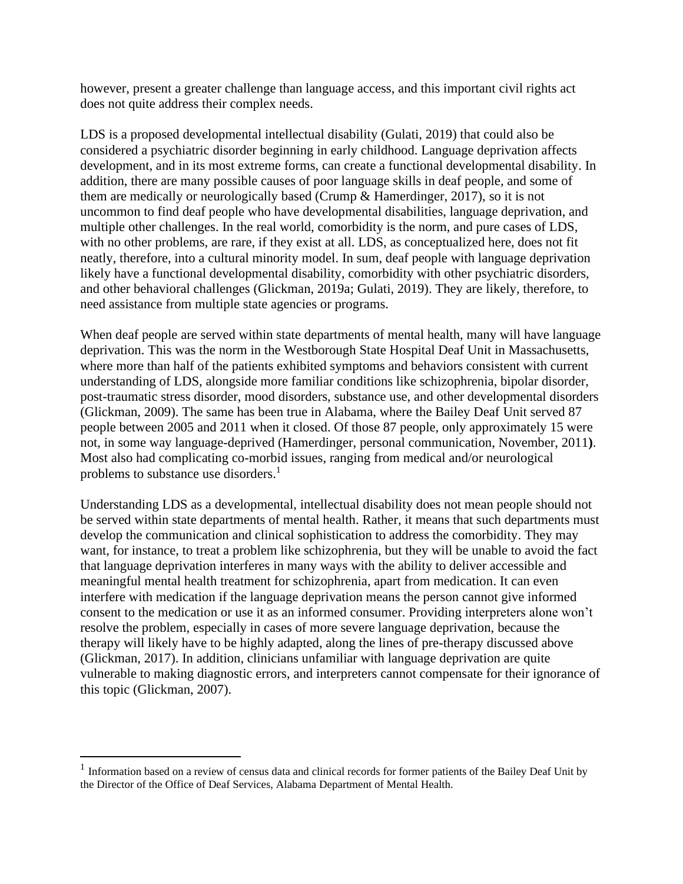however, present a greater challenge than language access, and this important civil rights act does not quite address their complex needs.

LDS is a proposed developmental intellectual disability (Gulati, 2019) that could also be considered a psychiatric disorder beginning in early childhood. Language deprivation affects development, and in its most extreme forms, can create a functional developmental disability. In addition, there are many possible causes of poor language skills in deaf people, and some of them are medically or neurologically based (Crump & Hamerdinger, 2017), so it is not uncommon to find deaf people who have developmental disabilities, language deprivation, and multiple other challenges. In the real world, comorbidity is the norm, and pure cases of LDS, with no other problems, are rare, if they exist at all. LDS, as conceptualized here, does not fit neatly, therefore, into a cultural minority model. In sum, deaf people with language deprivation likely have a functional developmental disability, comorbidity with other psychiatric disorders, and other behavioral challenges (Glickman, 2019a; Gulati, 2019). They are likely, therefore, to need assistance from multiple state agencies or programs.

When deaf people are served within state departments of mental health, many will have language deprivation. This was the norm in the Westborough State Hospital Deaf Unit in Massachusetts, where more than half of the patients exhibited symptoms and behaviors consistent with current understanding of LDS, alongside more familiar conditions like schizophrenia, bipolar disorder, post-traumatic stress disorder, mood disorders, substance use, and other developmental disorders (Glickman, 2009). The same has been true in Alabama, where the Bailey Deaf Unit served 87 people between 2005 and 2011 when it closed. Of those 87 people, only approximately 15 were not, in some way language-deprived (Hamerdinger, personal communication, November, 2011**)**. Most also had complicating co-morbid issues, ranging from medical and/or neurological problems to substance use disorders.[1]

Understanding LDS as a developmental, intellectual disability does not mean people should not be served within state departments of mental health. Rather, it means that such departments must develop the communication and clinical sophistication to address the comorbidity. They may want, for instance, to treat a problem like schizophrenia, but they will be unable to avoid the fact that language deprivation interferes in many ways with the ability to deliver accessible and meaningful mental health treatment for schizophrenia, apart from medication. It can even interfere with medication if the language deprivation means the person cannot give informed consent to the medication or use it as an informed consumer. Providing interpreters alone won't resolve the problem, especially in cases of more severe language deprivation, because the therapy will likely have to be highly adapted, along the lines of pre-therapy discussed above (Glickman, 2017). In addition, clinicians unfamiliar with language deprivation are quite vulnerable to making diagnostic errors, and interpreters cannot compensate for their ignorance of this topic (Glickman, 2007).

---

[1] Information based on a review of census data and clinical records for former patients of the Bailey Deaf Unit by the Director of the Office of Deaf Services, Alabama Department of Mental Health.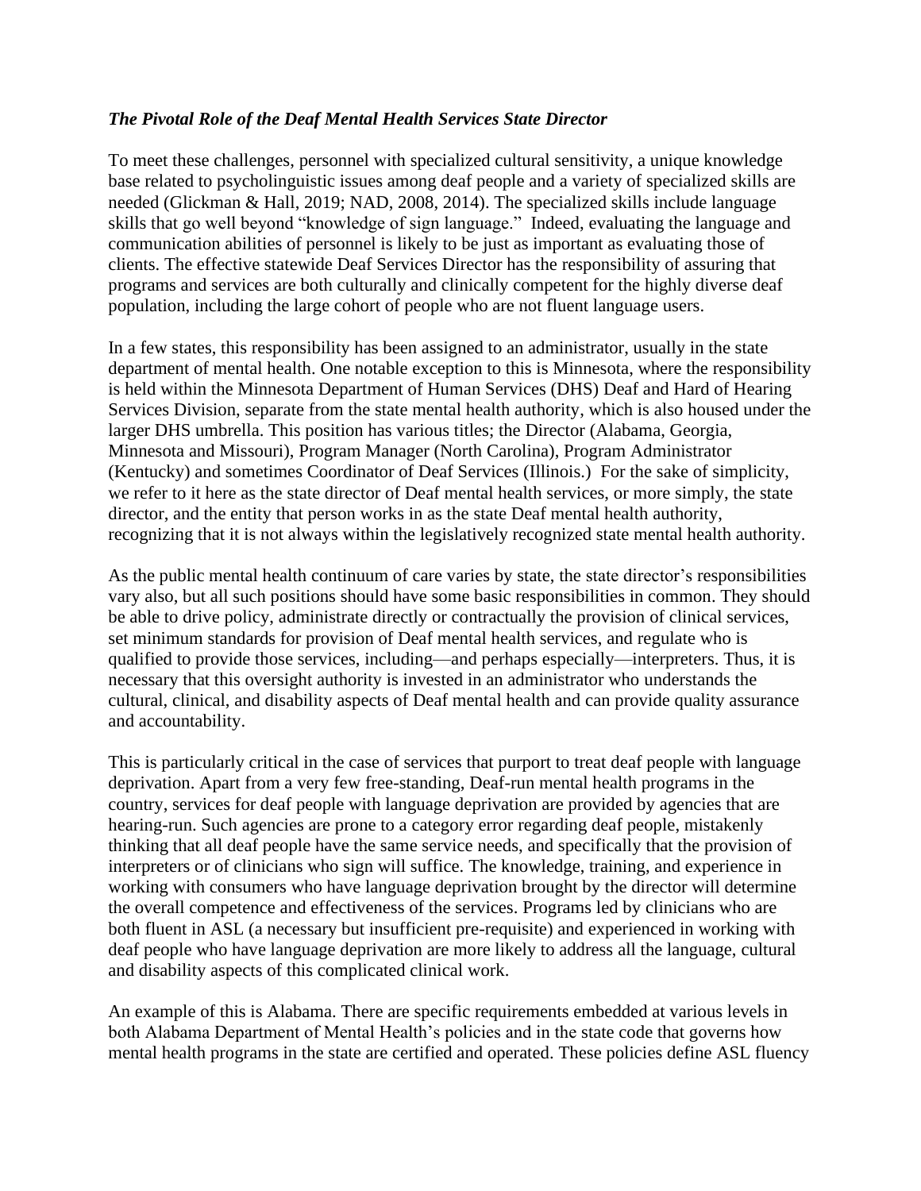### *The Pivotal Role of the Deaf Mental Health Services State Director*

To meet these challenges, personnel with specialized cultural sensitivity, a unique knowledge base related to psycholinguistic issues among deaf people and a variety of specialized skills are needed (Glickman & Hall, 2019; NAD, 2008, 2014). The specialized skills include language skills that go well beyond "knowledge of sign language." Indeed, evaluating the language and communication abilities of personnel is likely to be just as important as evaluating those of clients. The effective statewide Deaf Services Director has the responsibility of assuring that programs and services are both culturally and clinically competent for the highly diverse deaf population, including the large cohort of people who are not fluent language users.

In a few states, this responsibility has been assigned to an administrator, usually in the state department of mental health. One notable exception to this is Minnesota, where the responsibility is held within the Minnesota Department of Human Services (DHS) Deaf and Hard of Hearing Services Division, separate from the state mental health authority, which is also housed under the larger DHS umbrella. This position has various titles; the Director (Alabama, Georgia, Minnesota and Missouri), Program Manager (North Carolina), Program Administrator (Kentucky) and sometimes Coordinator of Deaf Services (Illinois.) For the sake of simplicity, we refer to it here as the state director of Deaf mental health services, or more simply, the state director, and the entity that person works in as the state Deaf mental health authority, recognizing that it is not always within the legislatively recognized state mental health authority.

As the public mental health continuum of care varies by state, the state director's responsibilities vary also, but all such positions should have some basic responsibilities in common. They should be able to drive policy, administrate directly or contractually the provision of clinical services, set minimum standards for provision of Deaf mental health services, and regulate who is qualified to provide those services, including—and perhaps especially—interpreters. Thus, it is necessary that this oversight authority is invested in an administrator who understands the cultural, clinical, and disability aspects of Deaf mental health and can provide quality assurance and accountability.

This is particularly critical in the case of services that purport to treat deaf people with language deprivation. Apart from a very few free-standing, Deaf-run mental health programs in the country, services for deaf people with language deprivation are provided by agencies that are hearing-run. Such agencies are prone to a category error regarding deaf people, mistakenly thinking that all deaf people have the same service needs, and specifically that the provision of interpreters or of clinicians who sign will suffice. The knowledge, training, and experience in working with consumers who have language deprivation brought by the director will determine the overall competence and effectiveness of the services. Programs led by clinicians who are both fluent in ASL (a necessary but insufficient pre-requisite) and experienced in working with deaf people who have language deprivation are more likely to address all the language, cultural and disability aspects of this complicated clinical work.

An example of this is Alabama. There are specific requirements embedded at various levels in both Alabama Department of Mental Health's policies and in the state code that governs how mental health programs in the state are certified and operated. These policies define ASL fluency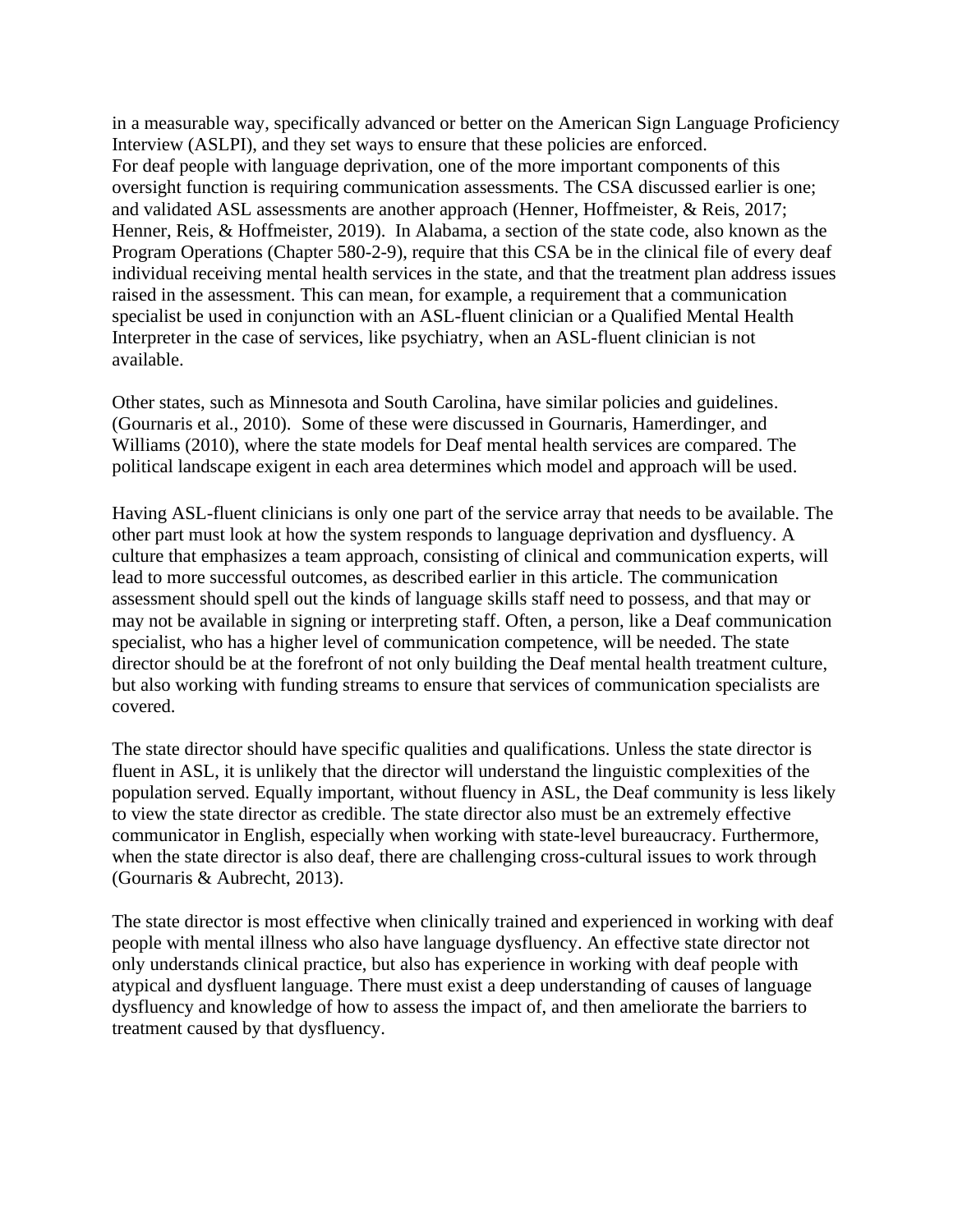in a measurable way, specifically advanced or better on the American Sign Language Proficiency Interview (ASLPI), and they set ways to ensure that these policies are enforced.
For deaf people with language deprivation, one of the more important components of this oversight function is requiring communication assessments. The CSA discussed earlier is one; and validated ASL assessments are another approach (Henner, Hoffmeister, & Reis, 2017; Henner, Reis, & Hoffmeister, 2019). In Alabama, a section of the state code, also known as the Program Operations (Chapter 580-2-9), require that this CSA be in the clinical file of every deaf individual receiving mental health services in the state, and that the treatment plan address issues raised in the assessment. This can mean, for example, a requirement that a communication specialist be used in conjunction with an ASL-fluent clinician or a Qualified Mental Health Interpreter in the case of services, like psychiatry, when an ASL-fluent clinician is not available.

Other states, such as Minnesota and South Carolina, have similar policies and guidelines. (Gournaris et al., 2010). Some of these were discussed in Gournaris, Hamerdinger, and Williams (2010), where the state models for Deaf mental health services are compared. The political landscape exigent in each area determines which model and approach will be used.

Having ASL-fluent clinicians is only one part of the service array that needs to be available. The other part must look at how the system responds to language deprivation and dysfluency. A culture that emphasizes a team approach, consisting of clinical and communication experts, will lead to more successful outcomes, as described earlier in this article. The communication assessment should spell out the kinds of language skills staff need to possess, and that may or may not be available in signing or interpreting staff. Often, a person, like a Deaf communication specialist, who has a higher level of communication competence, will be needed. The state director should be at the forefront of not only building the Deaf mental health treatment culture, but also working with funding streams to ensure that services of communication specialists are covered.

The state director should have specific qualities and qualifications. Unless the state director is fluent in ASL, it is unlikely that the director will understand the linguistic complexities of the population served. Equally important, without fluency in ASL, the Deaf community is less likely to view the state director as credible. The state director also must be an extremely effective communicator in English, especially when working with state-level bureaucracy. Furthermore, when the state director is also deaf, there are challenging cross-cultural issues to work through (Gournaris & Aubrecht, 2013).

The state director is most effective when clinically trained and experienced in working with deaf people with mental illness who also have language dysfluency. An effective state director not only understands clinical practice, but also has experience in working with deaf people with atypical and dysfluent language. There must exist a deep understanding of causes of language dysfluency and knowledge of how to assess the impact of, and then ameliorate the barriers to treatment caused by that dysfluency.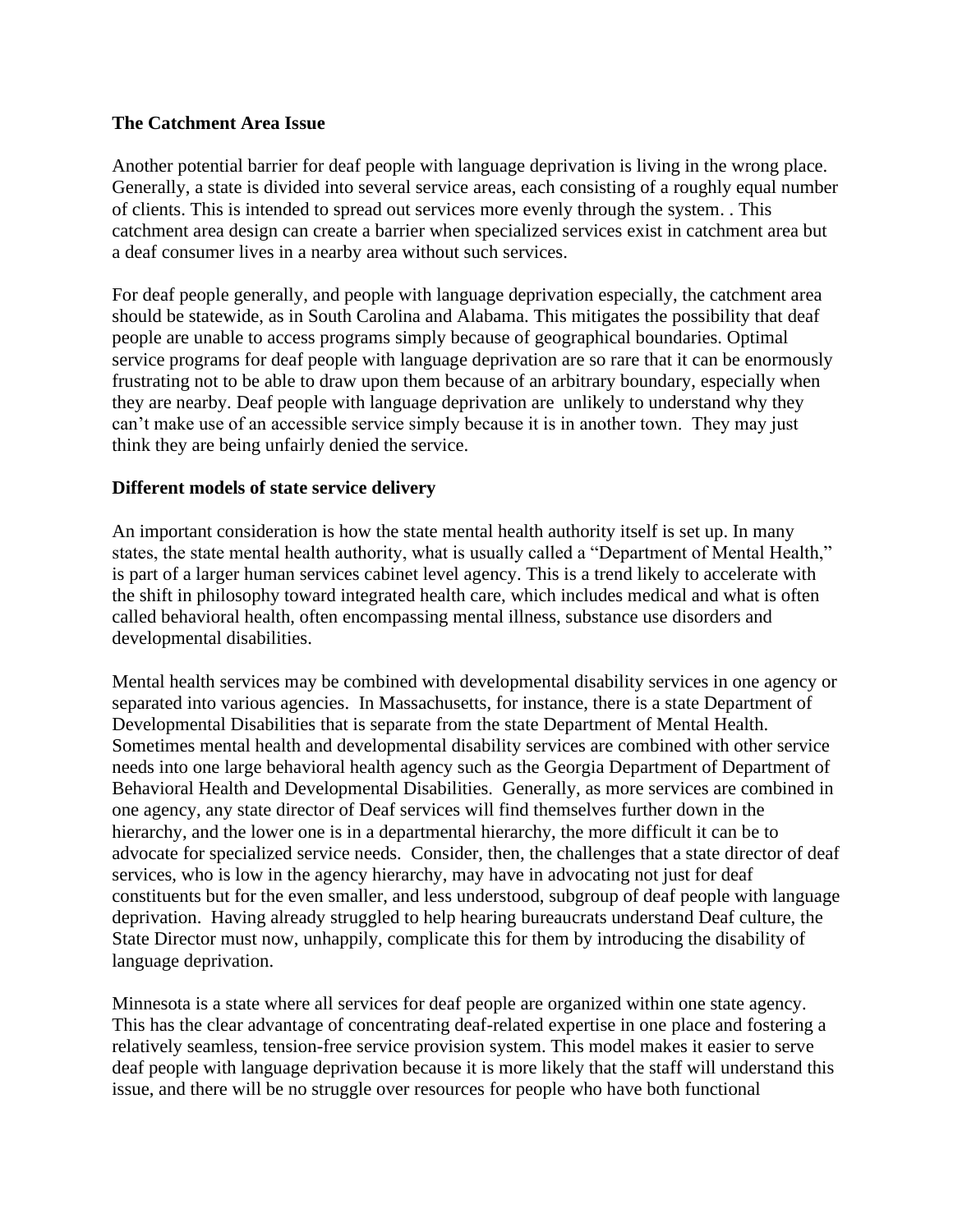**The Catchment Area Issue**

Another potential barrier for deaf people with language deprivation is living in the wrong place. Generally, a state is divided into several service areas, each consisting of a roughly equal number of clients. This is intended to spread out services more evenly through the system. . This catchment area design can create a barrier when specialized services exist in catchment area but a deaf consumer lives in a nearby area without such services.

For deaf people generally, and people with language deprivation especially, the catchment area should be statewide, as in South Carolina and Alabama. This mitigates the possibility that deaf people are unable to access programs simply because of geographical boundaries. Optimal service programs for deaf people with language deprivation are so rare that it can be enormously frustrating not to be able to draw upon them because of an arbitrary boundary, especially when they are nearby. Deaf people with language deprivation are unlikely to understand why they can't make use of an accessible service simply because it is in another town. They may just think they are being unfairly denied the service.

**Different models of state service delivery**

An important consideration is how the state mental health authority itself is set up. In many states, the state mental health authority, what is usually called a "Department of Mental Health," is part of a larger human services cabinet level agency. This is a trend likely to accelerate with the shift in philosophy toward integrated health care, which includes medical and what is often called behavioral health, often encompassing mental illness, substance use disorders and developmental disabilities.

Mental health services may be combined with developmental disability services in one agency or separated into various agencies. In Massachusetts, for instance, there is a state Department of Developmental Disabilities that is separate from the state Department of Mental Health. Sometimes mental health and developmental disability services are combined with other service needs into one large behavioral health agency such as the Georgia Department of Department of Behavioral Health and Developmental Disabilities. Generally, as more services are combined in one agency, any state director of Deaf services will find themselves further down in the hierarchy, and the lower one is in a departmental hierarchy, the more difficult it can be to advocate for specialized service needs. Consider, then, the challenges that a state director of deaf services, who is low in the agency hierarchy, may have in advocating not just for deaf constituents but for the even smaller, and less understood, subgroup of deaf people with language deprivation. Having already struggled to help hearing bureaucrats understand Deaf culture, the State Director must now, unhappily, complicate this for them by introducing the disability of language deprivation.

Minnesota is a state where all services for deaf people are organized within one state agency. This has the clear advantage of concentrating deaf-related expertise in one place and fostering a relatively seamless, tension-free service provision system. This model makes it easier to serve deaf people with language deprivation because it is more likely that the staff will understand this issue, and there will be no struggle over resources for people who have both functional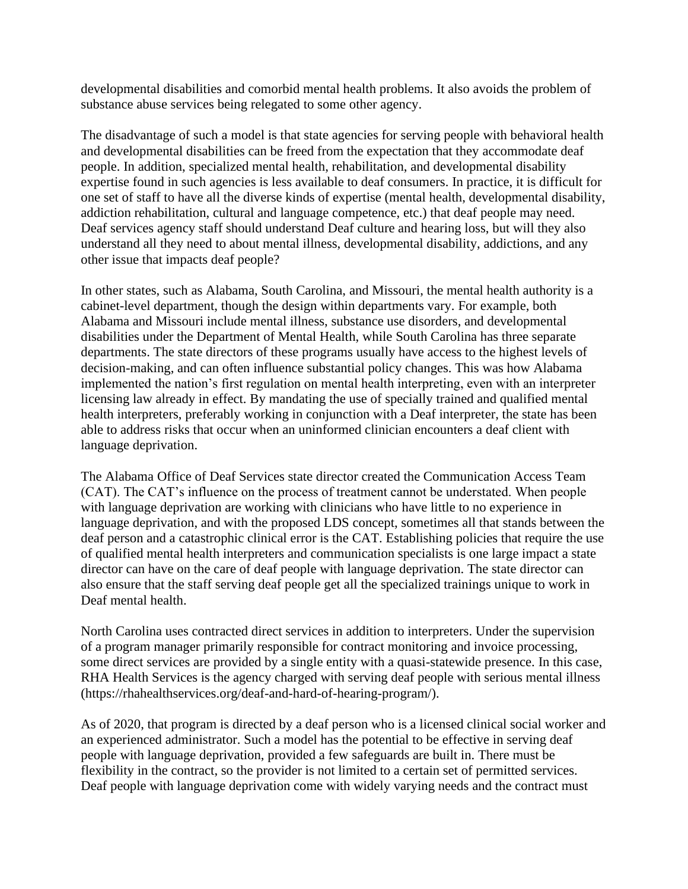developmental disabilities and comorbid mental health problems. It also avoids the problem of substance abuse services being relegated to some other agency.

The disadvantage of such a model is that state agencies for serving people with behavioral health and developmental disabilities can be freed from the expectation that they accommodate deaf people. In addition, specialized mental health, rehabilitation, and developmental disability expertise found in such agencies is less available to deaf consumers. In practice, it is difficult for one set of staff to have all the diverse kinds of expertise (mental health, developmental disability, addiction rehabilitation, cultural and language competence, etc.) that deaf people may need. Deaf services agency staff should understand Deaf culture and hearing loss, but will they also understand all they need to about mental illness, developmental disability, addictions, and any other issue that impacts deaf people?

In other states, such as Alabama, South Carolina, and Missouri, the mental health authority is a cabinet-level department, though the design within departments vary. For example, both Alabama and Missouri include mental illness, substance use disorders, and developmental disabilities under the Department of Mental Health, while South Carolina has three separate departments. The state directors of these programs usually have access to the highest levels of decision-making, and can often influence substantial policy changes. This was how Alabama implemented the nation's first regulation on mental health interpreting, even with an interpreter licensing law already in effect. By mandating the use of specially trained and qualified mental health interpreters, preferably working in conjunction with a Deaf interpreter, the state has been able to address risks that occur when an uninformed clinician encounters a deaf client with language deprivation.

The Alabama Office of Deaf Services state director created the Communication Access Team (CAT). The CAT's influence on the process of treatment cannot be understated. When people with language deprivation are working with clinicians who have little to no experience in language deprivation, and with the proposed LDS concept, sometimes all that stands between the deaf person and a catastrophic clinical error is the CAT. Establishing policies that require the use of qualified mental health interpreters and communication specialists is one large impact a state director can have on the care of deaf people with language deprivation. The state director can also ensure that the staff serving deaf people get all the specialized trainings unique to work in Deaf mental health.

North Carolina uses contracted direct services in addition to interpreters. Under the supervision of a program manager primarily responsible for contract monitoring and invoice processing, some direct services are provided by a single entity with a quasi-statewide presence. In this case, RHA Health Services is the agency charged with serving deaf people with serious mental illness (https://rhahealthservices.org/deaf-and-hard-of-hearing-program/).

As of 2020, that program is directed by a deaf person who is a licensed clinical social worker and an experienced administrator. Such a model has the potential to be effective in serving deaf people with language deprivation, provided a few safeguards are built in. There must be flexibility in the contract, so the provider is not limited to a certain set of permitted services. Deaf people with language deprivation come with widely varying needs and the contract must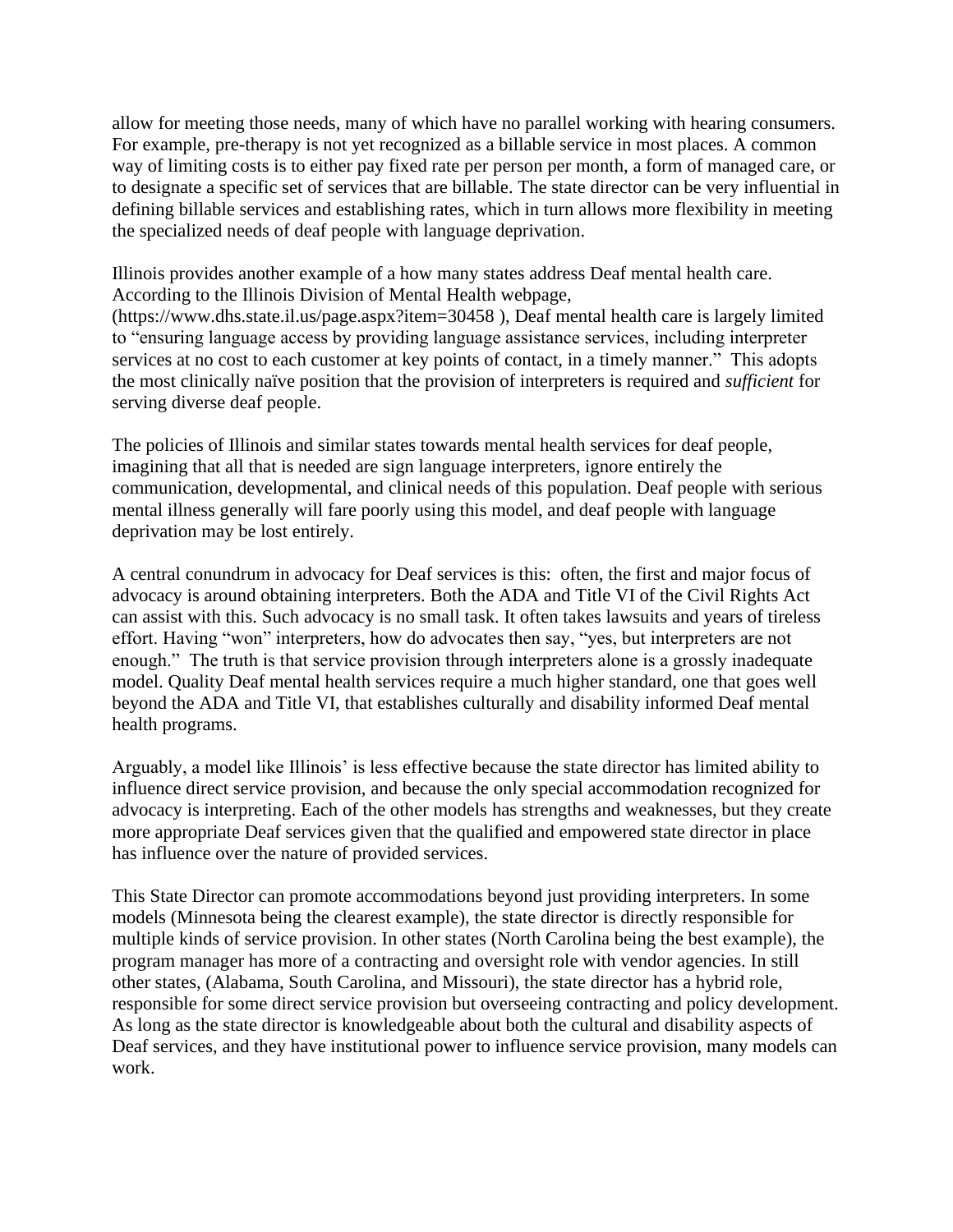allow for meeting those needs, many of which have no parallel working with hearing consumers. For example, pre-therapy is not yet recognized as a billable service in most places. A common way of limiting costs is to either pay fixed rate per person per month, a form of managed care, or to designate a specific set of services that are billable. The state director can be very influential in defining billable services and establishing rates, which in turn allows more flexibility in meeting the specialized needs of deaf people with language deprivation.

Illinois provides another example of a how many states address Deaf mental health care. According to the Illinois Division of Mental Health webpage, (https://www.dhs.state.il.us/page.aspx?item=30458 ), Deaf mental health care is largely limited to "ensuring language access by providing language assistance services, including interpreter services at no cost to each customer at key points of contact, in a timely manner." This adopts the most clinically naïve position that the provision of interpreters is required and *sufficient* for serving diverse deaf people.

The policies of Illinois and similar states towards mental health services for deaf people, imagining that all that is needed are sign language interpreters, ignore entirely the communication, developmental, and clinical needs of this population. Deaf people with serious mental illness generally will fare poorly using this model, and deaf people with language deprivation may be lost entirely.

A central conundrum in advocacy for Deaf services is this: often, the first and major focus of advocacy is around obtaining interpreters. Both the ADA and Title VI of the Civil Rights Act can assist with this. Such advocacy is no small task. It often takes lawsuits and years of tireless effort. Having "won" interpreters, how do advocates then say, "yes, but interpreters are not enough." The truth is that service provision through interpreters alone is a grossly inadequate model. Quality Deaf mental health services require a much higher standard, one that goes well beyond the ADA and Title VI, that establishes culturally and disability informed Deaf mental health programs.

Arguably, a model like Illinois' is less effective because the state director has limited ability to influence direct service provision, and because the only special accommodation recognized for advocacy is interpreting. Each of the other models has strengths and weaknesses, but they create more appropriate Deaf services given that the qualified and empowered state director in place has influence over the nature of provided services.

This State Director can promote accommodations beyond just providing interpreters. In some models (Minnesota being the clearest example), the state director is directly responsible for multiple kinds of service provision. In other states (North Carolina being the best example), the program manager has more of a contracting and oversight role with vendor agencies. In still other states, (Alabama, South Carolina, and Missouri), the state director has a hybrid role, responsible for some direct service provision but overseeing contracting and policy development. As long as the state director is knowledgeable about both the cultural and disability aspects of Deaf services, and they have institutional power to influence service provision, many models can work.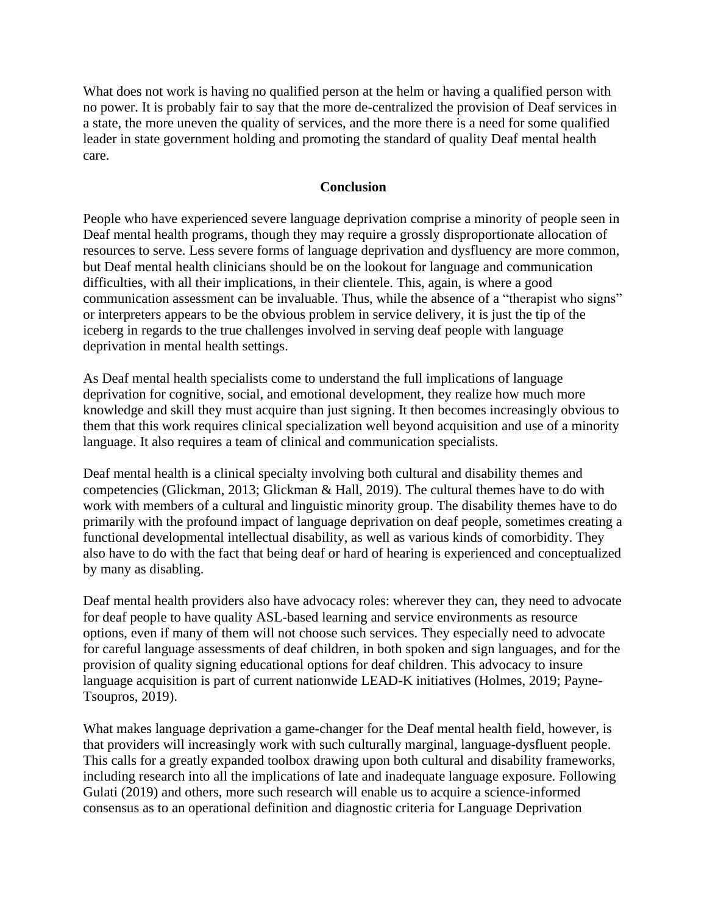What does not work is having no qualified person at the helm or having a qualified person with no power. It is probably fair to say that the more de-centralized the provision of Deaf services in a state, the more uneven the quality of services, and the more there is a need for some qualified leader in state government holding and promoting the standard of quality Deaf mental health care.

## Conclusion

People who have experienced severe language deprivation comprise a minority of people seen in Deaf mental health programs, though they may require a grossly disproportionate allocation of resources to serve. Less severe forms of language deprivation and dysfluency are more common, but Deaf mental health clinicians should be on the lookout for language and communication difficulties, with all their implications, in their clientele. This, again, is where a good communication assessment can be invaluable. Thus, while the absence of a "therapist who signs" or interpreters appears to be the obvious problem in service delivery, it is just the tip of the iceberg in regards to the true challenges involved in serving deaf people with language deprivation in mental health settings.

As Deaf mental health specialists come to understand the full implications of language deprivation for cognitive, social, and emotional development, they realize how much more knowledge and skill they must acquire than just signing. It then becomes increasingly obvious to them that this work requires clinical specialization well beyond acquisition and use of a minority language. It also requires a team of clinical and communication specialists.

Deaf mental health is a clinical specialty involving both cultural and disability themes and competencies (Glickman, 2013; Glickman & Hall, 2019). The cultural themes have to do with work with members of a cultural and linguistic minority group. The disability themes have to do primarily with the profound impact of language deprivation on deaf people, sometimes creating a functional developmental intellectual disability, as well as various kinds of comorbidity. They also have to do with the fact that being deaf or hard of hearing is experienced and conceptualized by many as disabling.

Deaf mental health providers also have advocacy roles: wherever they can, they need to advocate for deaf people to have quality ASL-based learning and service environments as resource options, even if many of them will not choose such services. They especially need to advocate for careful language assessments of deaf children, in both spoken and sign languages, and for the provision of quality signing educational options for deaf children. This advocacy to insure language acquisition is part of current nationwide LEAD-K initiatives (Holmes, 2019; Payne-Tsoupros, 2019).

What makes language deprivation a game-changer for the Deaf mental health field, however, is that providers will increasingly work with such culturally marginal, language-dysfluent people. This calls for a greatly expanded toolbox drawing upon both cultural and disability frameworks, including research into all the implications of late and inadequate language exposure. Following Gulati (2019) and others, more such research will enable us to acquire a science-informed consensus as to an operational definition and diagnostic criteria for Language Deprivation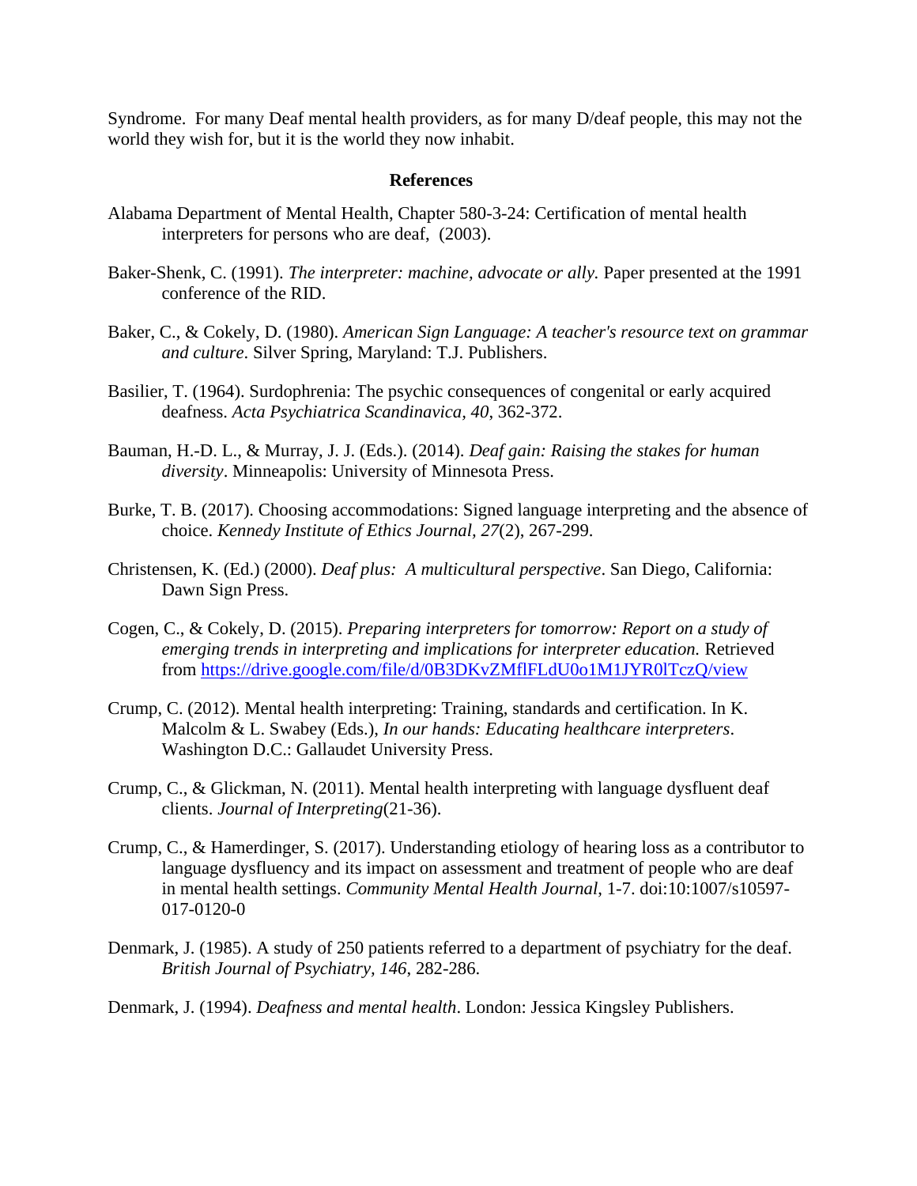Syndrome. For many Deaf mental health providers, as for many D/deaf people, this may not the world they wish for, but it is the world they now inhabit.

## References

Alabama Department of Mental Health, Chapter 580-3-24: Certification of mental health interpreters for persons who are deaf, (2003).

Baker-Shenk, C. (1991). *The interpreter: machine, advocate or ally.* Paper presented at the 1991 conference of the RID.

Baker, C., & Cokely, D. (1980). *American Sign Language: A teacher's resource text on grammar and culture*. Silver Spring, Maryland: T.J. Publishers.

Basilier, T. (1964). Surdophrenia: The psychic consequences of congenital or early acquired deafness. *Acta Psychiatrica Scandinavica, 40*, 362-372.

Bauman, H.-D. L., & Murray, J. J. (Eds.). (2014). *Deaf gain: Raising the stakes for human diversity*. Minneapolis: University of Minnesota Press.

Burke, T. B. (2017). Choosing accommodations: Signed language interpreting and the absence of choice. *Kennedy Institute of Ethics Journal, 27*(2), 267-299.

Christensen, K. (Ed.) (2000). *Deaf plus: A multicultural perspective*. San Diego, California: Dawn Sign Press.

Cogen, C., & Cokely, D. (2015). *Preparing interpreters for tomorrow: Report on a study of emerging trends in interpreting and implications for interpreter education.* Retrieved from https://drive.google.com/file/d/0B3DKvZMflFLdU0o1M1JYR0lTczQ/view

Crump, C. (2012). Mental health interpreting: Training, standards and certification. In K. Malcolm & L. Swabey (Eds.), *In our hands: Educating healthcare interpreters*. Washington D.C.: Gallaudet University Press.

Crump, C., & Glickman, N. (2011). Mental health interpreting with language dysfluent deaf clients. *Journal of Interpreting*(21-36).

Crump, C., & Hamerdinger, S. (2017). Understanding etiology of hearing loss as a contributor to language dysfluency and its impact on assessment and treatment of people who are deaf in mental health settings. *Community Mental Health Journal*, 1-7. doi:10:1007/s10597-017-0120-0

Denmark, J. (1985). A study of 250 patients referred to a department of psychiatry for the deaf. *British Journal of Psychiatry, 146*, 282-286.

Denmark, J. (1994). *Deafness and mental health*. London: Jessica Kingsley Publishers.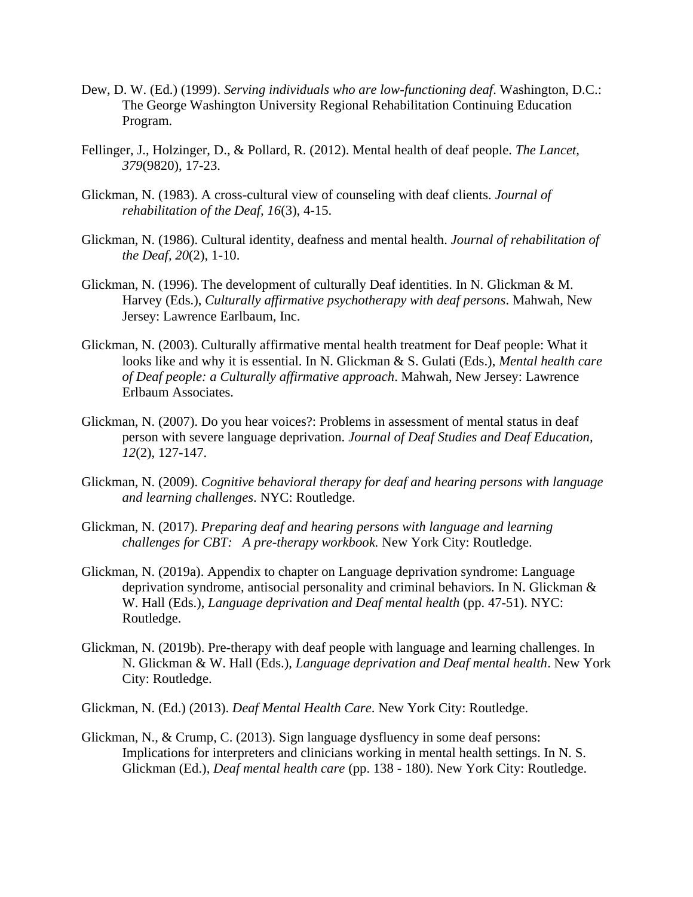Dew, D. W. (Ed.) (1999). *Serving individuals who are low-functioning deaf*. Washington, D.C.: The George Washington University Regional Rehabilitation Continuing Education Program.

Fellinger, J., Holzinger, D., & Pollard, R. (2012). Mental health of deaf people. *The Lancet, 379*(9820), 17-23.

Glickman, N. (1983). A cross-cultural view of counseling with deaf clients. *Journal of rehabilitation of the Deaf, 16*(3), 4-15.

Glickman, N. (1986). Cultural identity, deafness and mental health. *Journal of rehabilitation of the Deaf, 20*(2), 1-10.

Glickman, N. (1996). The development of culturally Deaf identities. In N. Glickman & M. Harvey (Eds.), *Culturally affirmative psychotherapy with deaf persons*. Mahwah, New Jersey: Lawrence Earlbaum, Inc.

Glickman, N. (2003). Culturally affirmative mental health treatment for Deaf people: What it looks like and why it is essential. In N. Glickman & S. Gulati (Eds.), *Mental health care of Deaf people: a Culturally affirmative approach*. Mahwah, New Jersey: Lawrence Erlbaum Associates.

Glickman, N. (2007). Do you hear voices?: Problems in assessment of mental status in deaf person with severe language deprivation. *Journal of Deaf Studies and Deaf Education, 12*(2), 127-147.

Glickman, N. (2009). *Cognitive behavioral therapy for deaf and hearing persons with language and learning challenges*. NYC: Routledge.

Glickman, N. (2017). *Preparing deaf and hearing persons with language and learning challenges for CBT: A pre-therapy workbook.* New York City: Routledge.

Glickman, N. (2019a). Appendix to chapter on Language deprivation syndrome: Language deprivation syndrome, antisocial personality and criminal behaviors. In N. Glickman & W. Hall (Eds.), *Language deprivation and Deaf mental health* (pp. 47-51). NYC: Routledge.

Glickman, N. (2019b). Pre-therapy with deaf people with language and learning challenges. In N. Glickman & W. Hall (Eds.), *Language deprivation and Deaf mental health*. New York City: Routledge.

Glickman, N. (Ed.) (2013). *Deaf Mental Health Care*. New York City: Routledge.

Glickman, N., & Crump, C. (2013). Sign language dysfluency in some deaf persons: Implications for interpreters and clinicians working in mental health settings. In N. S. Glickman (Ed.), *Deaf mental health care* (pp. 138 - 180). New York City: Routledge.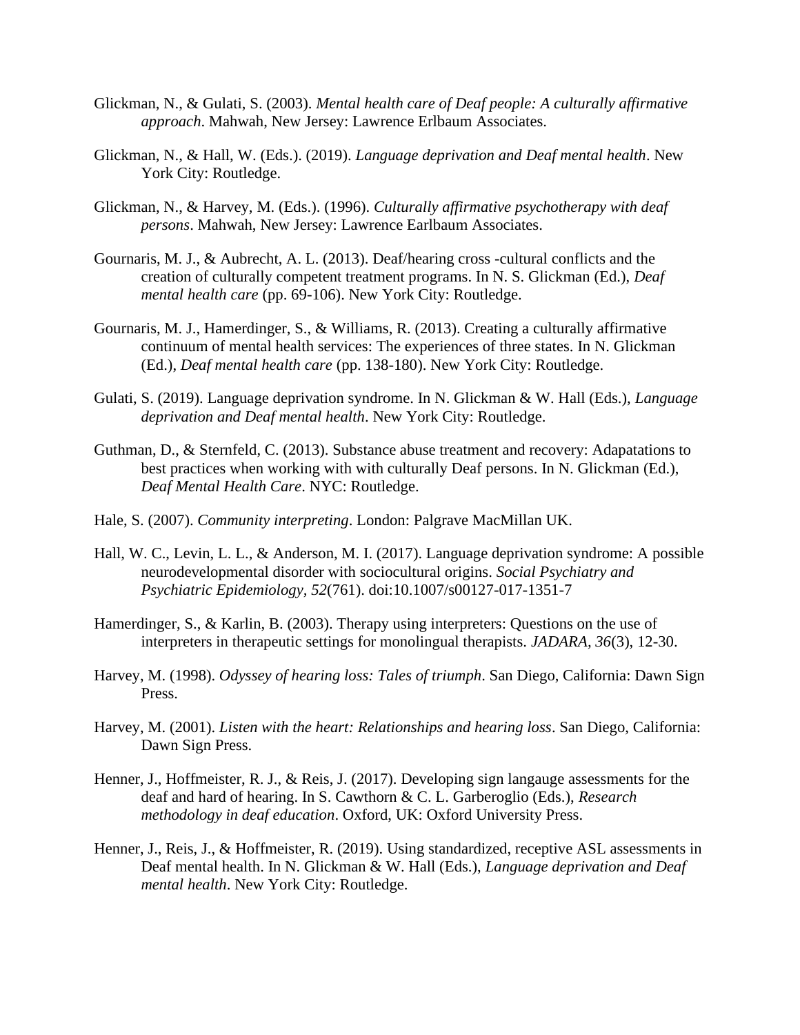Glickman, N., & Gulati, S. (2003). *Mental health care of Deaf people: A culturally affirmative approach*. Mahwah, New Jersey: Lawrence Erlbaum Associates.

Glickman, N., & Hall, W. (Eds.). (2019). *Language deprivation and Deaf mental health*. New York City: Routledge.

Glickman, N., & Harvey, M. (Eds.). (1996). *Culturally affirmative psychotherapy with deaf persons*. Mahwah, New Jersey: Lawrence Earlbaum Associates.

Gournaris, M. J., & Aubrecht, A. L. (2013). Deaf/hearing cross -cultural conflicts and the creation of culturally competent treatment programs. In N. S. Glickman (Ed.), *Deaf mental health care* (pp. 69-106). New York City: Routledge.

Gournaris, M. J., Hamerdinger, S., & Williams, R. (2013). Creating a culturally affirmative continuum of mental health services: The experiences of three states. In N. Glickman (Ed.), *Deaf mental health care* (pp. 138-180). New York City: Routledge.

Gulati, S. (2019). Language deprivation syndrome. In N. Glickman & W. Hall (Eds.), *Language deprivation and Deaf mental health*. New York City: Routledge.

Guthman, D., & Sternfeld, C. (2013). Substance abuse treatment and recovery: Adapatations to best practices when working with with culturally Deaf persons. In N. Glickman (Ed.), *Deaf Mental Health Care*. NYC: Routledge.

Hale, S. (2007). *Community interpreting*. London: Palgrave MacMillan UK.

Hall, W. C., Levin, L. L., & Anderson, M. I. (2017). Language deprivation syndrome: A possible neurodevelopmental disorder with sociocultural origins. *Social Psychiatry and Psychiatric Epidemiology, 52*(761). doi:10.1007/s00127-017-1351-7

Hamerdinger, S., & Karlin, B. (2003). Therapy using interpreters: Questions on the use of interpreters in therapeutic settings for monolingual therapists. *JADARA, 36*(3), 12-30.

Harvey, M. (1998). *Odyssey of hearing loss: Tales of triumph*. San Diego, California: Dawn Sign Press.

Harvey, M. (2001). *Listen with the heart: Relationships and hearing loss*. San Diego, California: Dawn Sign Press.

Henner, J., Hoffmeister, R. J., & Reis, J. (2017). Developing sign langauge assessments for the deaf and hard of hearing. In S. Cawthorn & C. L. Garberoglio (Eds.), *Research methodology in deaf education*. Oxford, UK: Oxford University Press.

Henner, J., Reis, J., & Hoffmeister, R. (2019). Using standardized, receptive ASL assessments in Deaf mental health. In N. Glickman & W. Hall (Eds.), *Language deprivation and Deaf mental health*. New York City: Routledge.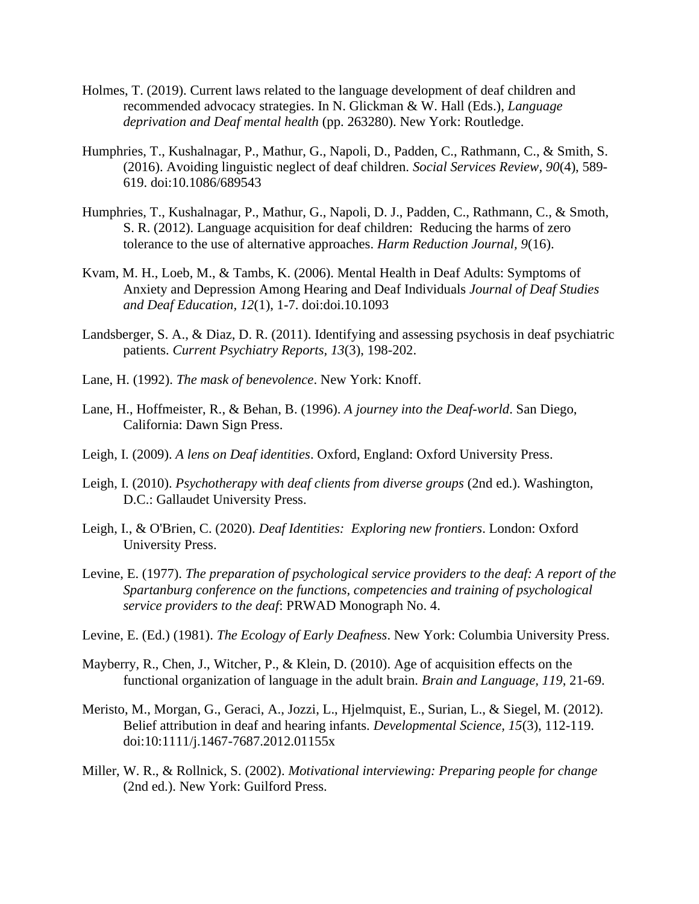Holmes, T. (2019). Current laws related to the language development of deaf children and recommended advocacy strategies. In N. Glickman & W. Hall (Eds.), *Language deprivation and Deaf mental health* (pp. 263280). New York: Routledge.

Humphries, T., Kushalnagar, P., Mathur, G., Napoli, D., Padden, C., Rathmann, C., & Smith, S. (2016). Avoiding linguistic neglect of deaf children. *Social Services Review, 90*(4), 589-619. doi:10.1086/689543

Humphries, T., Kushalnagar, P., Mathur, G., Napoli, D. J., Padden, C., Rathmann, C., & Smoth, S. R. (2012). Language acquisition for deaf children: Reducing the harms of zero tolerance to the use of alternative approaches. *Harm Reduction Journal, 9*(16).

Kvam, M. H., Loeb, M., & Tambs, K. (2006). Mental Health in Deaf Adults: Symptoms of Anxiety and Depression Among Hearing and Deaf Individuals *Journal of Deaf Studies and Deaf Education, 12*(1), 1-7. doi:doi.10.1093

Landsberger, S. A., & Diaz, D. R. (2011). Identifying and assessing psychosis in deaf psychiatric patients. *Current Psychiatry Reports, 13*(3), 198-202.

Lane, H. (1992). *The mask of benevolence*. New York: Knoff.

Lane, H., Hoffmeister, R., & Behan, B. (1996). *A journey into the Deaf-world*. San Diego, California: Dawn Sign Press.

Leigh, I. (2009). *A lens on Deaf identities*. Oxford, England: Oxford University Press.

Leigh, I. (2010). *Psychotherapy with deaf clients from diverse groups* (2nd ed.). Washington, D.C.: Gallaudet University Press.

Leigh, I., & O'Brien, C. (2020). *Deaf Identities: Exploring new frontiers*. London: Oxford University Press.

Levine, E. (1977). *The preparation of psychological service providers to the deaf: A report of the Spartanburg conference on the functions, competencies and training of psychological service providers to the deaf*: PRWAD Monograph No. 4.

Levine, E. (Ed.) (1981). *The Ecology of Early Deafness*. New York: Columbia University Press.

Mayberry, R., Chen, J., Witcher, P., & Klein, D. (2010). Age of acquisition effects on the functional organization of language in the adult brain. *Brain and Language, 119*, 21-69.

Meristo, M., Morgan, G., Geraci, A., Jozzi, L., Hjelmquist, E., Surian, L., & Siegel, M. (2012). Belief attribution in deaf and hearing infants. *Developmental Science, 15*(3), 112-119. doi:10:1111/j.1467-7687.2012.01155x

Miller, W. R., & Rollnick, S. (2002). *Motivational interviewing: Preparing people for change* (2nd ed.). New York: Guilford Press.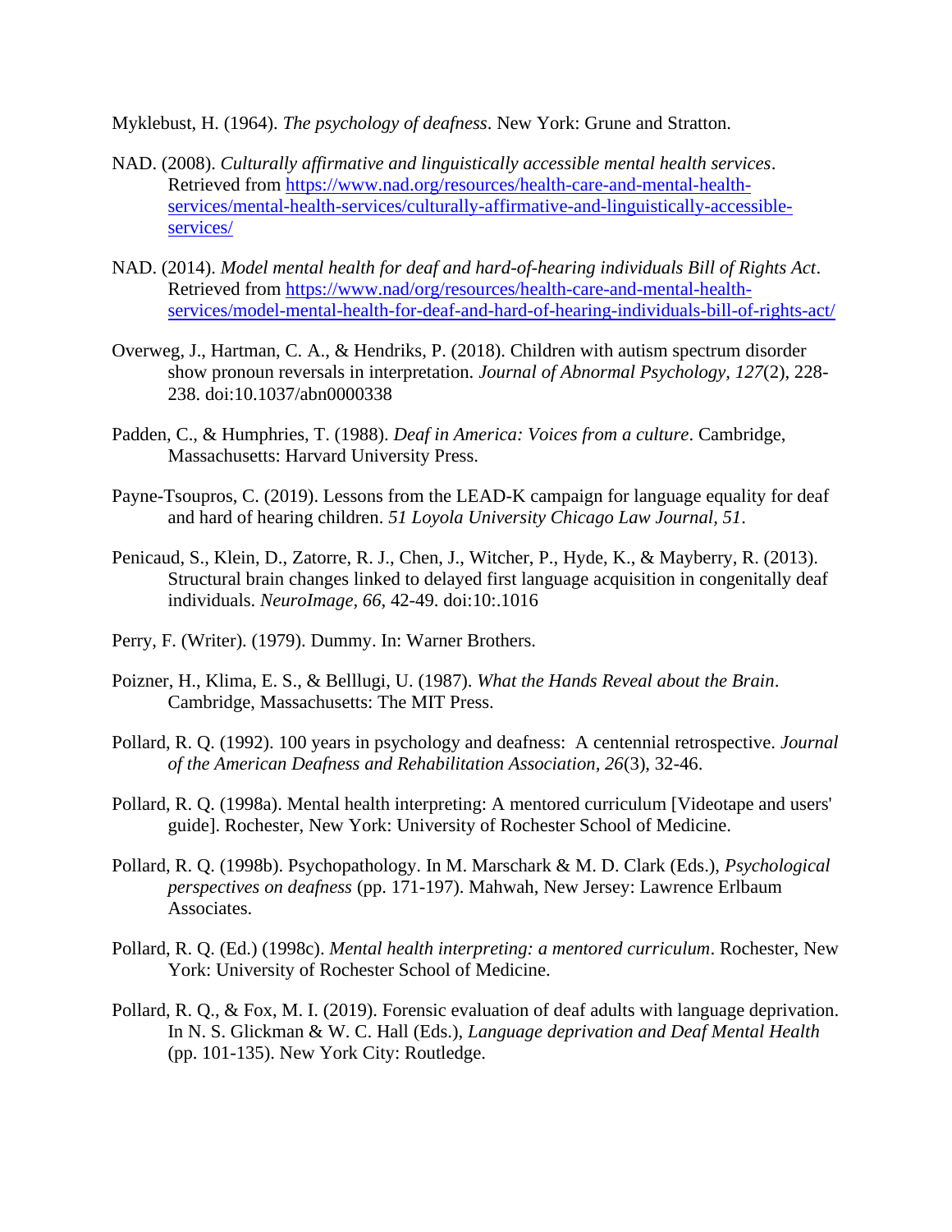Myklebust, H. (1964). *The psychology of deafness*. New York: Grune and Stratton.

NAD. (2008). *Culturally affirmative and linguistically accessible mental health services*. Retrieved from https://www.nad.org/resources/health-care-and-mental-health-services/mental-health-services/culturally-affirmative-and-linguistically-accessible-services/

NAD. (2014). *Model mental health for deaf and hard-of-hearing individuals Bill of Rights Act*. Retrieved from https://www.nad/org/resources/health-care-and-mental-health-services/model-mental-health-for-deaf-and-hard-of-hearing-individuals-bill-of-rights-act/

Overweg, J., Hartman, C. A., & Hendriks, P. (2018). Children with autism spectrum disorder show pronoun reversals in interpretation. *Journal of Abnormal Psychology, 127*(2), 228-238. doi:10.1037/abn0000338

Padden, C., & Humphries, T. (1988). *Deaf in America: Voices from a culture*. Cambridge, Massachusetts: Harvard University Press.

Payne-Tsoupros, C. (2019). Lessons from the LEAD-K campaign for language equality for deaf and hard of hearing children. *51 Loyola University Chicago Law Journal, 51*.

Penicaud, S., Klein, D., Zatorre, R. J., Chen, J., Witcher, P., Hyde, K., & Mayberry, R. (2013). Structural brain changes linked to delayed first language acquisition in congenitally deaf individuals. *NeuroImage, 66*, 42-49. doi:10:.1016

Perry, F. (Writer). (1979). Dummy. In: Warner Brothers.

Poizner, H., Klima, E. S., & Belllugi, U. (1987). *What the Hands Reveal about the Brain*. Cambridge, Massachusetts: The MIT Press.

Pollard, R. Q. (1992). 100 years in psychology and deafness: A centennial retrospective. *Journal of the American Deafness and Rehabilitation Association, 26*(3), 32-46.

Pollard, R. Q. (1998a). Mental health interpreting: A mentored curriculum [Videotape and users' guide]. Rochester, New York: University of Rochester School of Medicine.

Pollard, R. Q. (1998b). Psychopathology. In M. Marschark & M. D. Clark (Eds.), *Psychological perspectives on deafness* (pp. 171-197). Mahwah, New Jersey: Lawrence Erlbaum Associates.

Pollard, R. Q. (Ed.) (1998c). *Mental health interpreting: a mentored curriculum*. Rochester, New York: University of Rochester School of Medicine.

Pollard, R. Q., & Fox, M. I. (2019). Forensic evaluation of deaf adults with language deprivation. In N. S. Glickman & W. C. Hall (Eds.), *Language deprivation and Deaf Mental Health* (pp. 101-135). New York City: Routledge.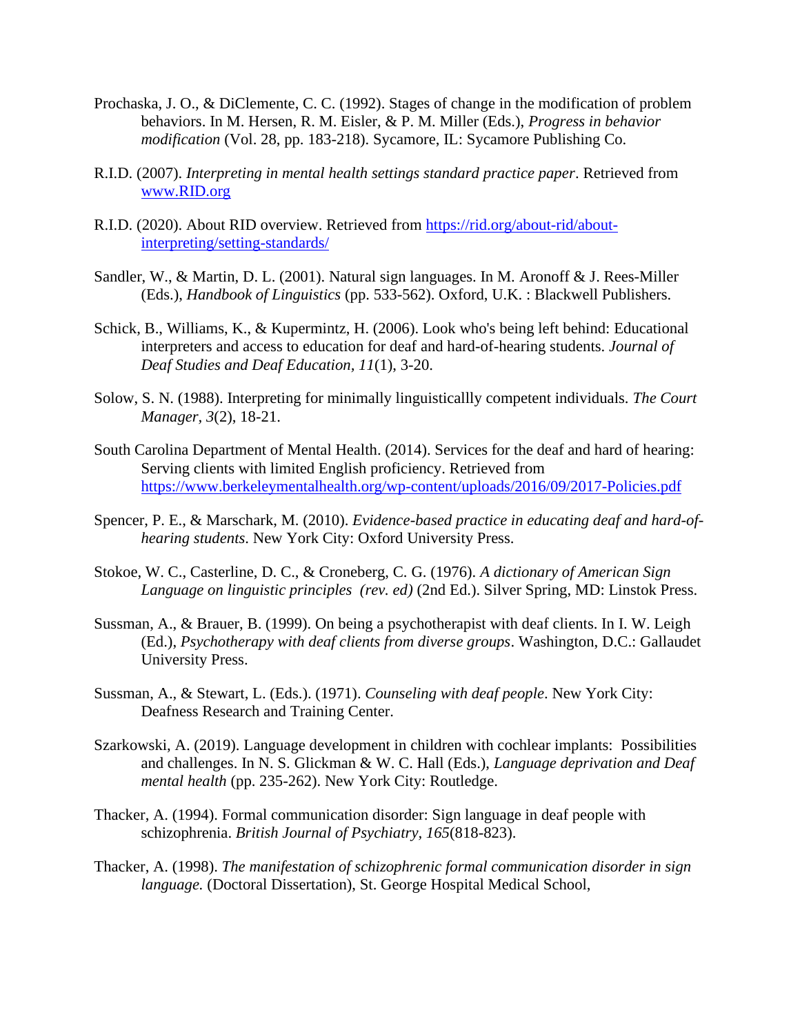Prochaska, J. O., & DiClemente, C. C. (1992). Stages of change in the modification of problem behaviors. In M. Hersen, R. M. Eisler, & P. M. Miller (Eds.), *Progress in behavior modification* (Vol. 28, pp. 183-218). Sycamore, IL: Sycamore Publishing Co.

R.I.D. (2007). *Interpreting in mental health settings standard practice paper*. Retrieved from www.RID.org

R.I.D. (2020). About RID overview. Retrieved from https://rid.org/about-rid/about-interpreting/setting-standards/

Sandler, W., & Martin, D. L. (2001). Natural sign languages. In M. Aronoff & J. Rees-Miller (Eds.), *Handbook of Linguistics* (pp. 533-562). Oxford, U.K. : Blackwell Publishers.

Schick, B., Williams, K., & Kupermintz, H. (2006). Look who's being left behind: Educational interpreters and access to education for deaf and hard-of-hearing students. *Journal of Deaf Studies and Deaf Education, 11*(1), 3-20.

Solow, S. N. (1988). Interpreting for minimally linguisticallly competent individuals. *The Court Manager, 3*(2), 18-21.

South Carolina Department of Mental Health. (2014). Services for the deaf and hard of hearing: Serving clients with limited English proficiency. Retrieved from https://www.berkeleymentalhealth.org/wp-content/uploads/2016/09/2017-Policies.pdf

Spencer, P. E., & Marschark, M. (2010). *Evidence-based practice in educating deaf and hard-of-hearing students*. New York City: Oxford University Press.

Stokoe, W. C., Casterline, D. C., & Croneberg, C. G. (1976). *A dictionary of American Sign Language on linguistic principles (rev. ed)* (2nd Ed.). Silver Spring, MD: Linstok Press.

Sussman, A., & Brauer, B. (1999). On being a psychotherapist with deaf clients. In I. W. Leigh (Ed.), *Psychotherapy with deaf clients from diverse groups*. Washington, D.C.: Gallaudet University Press.

Sussman, A., & Stewart, L. (Eds.). (1971). *Counseling with deaf people*. New York City: Deafness Research and Training Center.

Szarkowski, A. (2019). Language development in children with cochlear implants: Possibilities and challenges. In N. S. Glickman & W. C. Hall (Eds.), *Language deprivation and Deaf mental health* (pp. 235-262). New York City: Routledge.

Thacker, A. (1994). Formal communication disorder: Sign language in deaf people with schizophrenia. *British Journal of Psychiatry, 165*(818-823).

Thacker, A. (1998). *The manifestation of schizophrenic formal communication disorder in sign language.* (Doctoral Dissertation), St. George Hospital Medical School,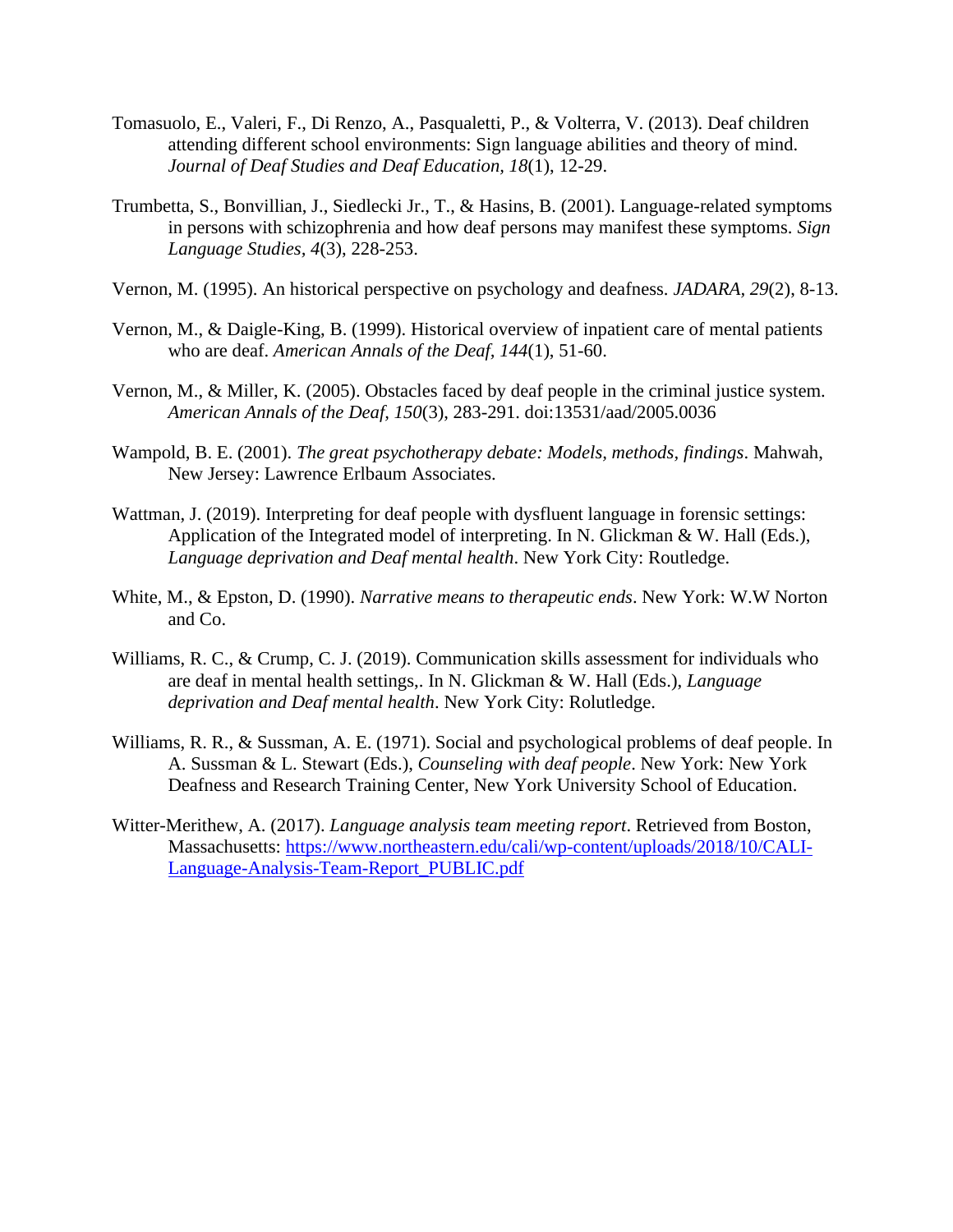Tomasuolo, E., Valeri, F., Di Renzo, A., Pasqualetti, P., & Volterra, V. (2013). Deaf children attending different school environments: Sign language abilities and theory of mind. *Journal of Deaf Studies and Deaf Education, 18*(1), 12-29.

Trumbetta, S., Bonvillian, J., Siedlecki Jr., T., & Hasins, B. (2001). Language-related symptoms in persons with schizophrenia and how deaf persons may manifest these symptoms. *Sign Language Studies, 4*(3), 228-253.

Vernon, M. (1995). An historical perspective on psychology and deafness. *JADARA, 29*(2), 8-13.

Vernon, M., & Daigle-King, B. (1999). Historical overview of inpatient care of mental patients who are deaf. *American Annals of the Deaf, 144*(1), 51-60.

Vernon, M., & Miller, K. (2005). Obstacles faced by deaf people in the criminal justice system. *American Annals of the Deaf, 150*(3), 283-291. doi:13531/aad/2005.0036

Wampold, B. E. (2001). *The great psychotherapy debate: Models, methods, findings*. Mahwah, New Jersey: Lawrence Erlbaum Associates.

Wattman, J. (2019). Interpreting for deaf people with dysfluent language in forensic settings: Application of the Integrated model of interpreting. In N. Glickman & W. Hall (Eds.), *Language deprivation and Deaf mental health*. New York City: Routledge.

White, M., & Epston, D. (1990). *Narrative means to therapeutic ends*. New York: W.W Norton and Co.

Williams, R. C., & Crump, C. J. (2019). Communication skills assessment for individuals who are deaf in mental health settings,. In N. Glickman & W. Hall (Eds.), *Language deprivation and Deaf mental health*. New York City: Rolutledge.

Williams, R. R., & Sussman, A. E. (1971). Social and psychological problems of deaf people. In A. Sussman & L. Stewart (Eds.), *Counseling with deaf people*. New York: New York Deafness and Research Training Center, New York University School of Education.

Witter-Merithew, A. (2017). *Language analysis team meeting report*. Retrieved from Boston, Massachusetts: https://www.northeastern.edu/cali/wp-content/uploads/2018/10/CALI-Language-Analysis-Team-Report_PUBLIC.pdf